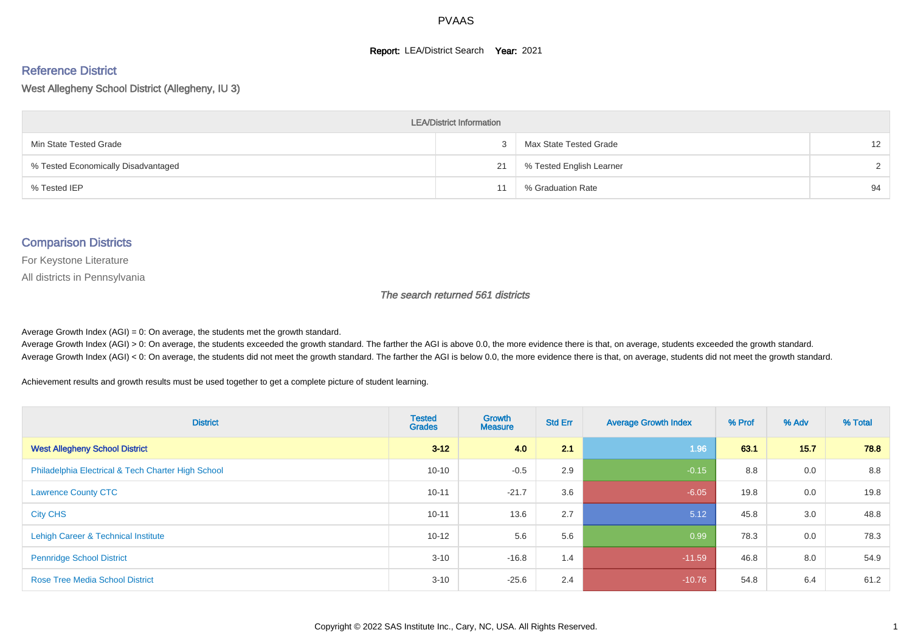# PVAAS

**Report:** LEA/District Search **Year:** 2021

## Reference District

West Allegheny School District (Allegheny, IU 3)

| LEA/District Information | | | |
|---|---|---|---|
| Min State Tested Grade | 3 | Max State Tested Grade | 12 |
| % Tested Economically Disadvantaged | 21 | % Tested English Learner | 2 |
| % Tested IEP | 11 | % Graduation Rate | 94 |

## Comparison Districts

For Keystone Literature

All districts in Pennsylvania

*The search returned 561 districts*

Average Growth Index (AGI) = 0: On average, the students met the growth standard.

Average Growth Index (AGI) > 0: On average, the students exceeded the growth standard. The farther the AGI is above 0.0, the more evidence there is that, on average, students exceeded the growth standard.

Average Growth Index (AGI) < 0: On average, the students did not meet the growth standard. The farther the AGI is below 0.0, the more evidence there is that, on average, students did not meet the growth standard.

Achievement results and growth results must be used together to get a complete picture of student learning.

| District | Tested Grades | Growth Measure | Std Err | Average Growth Index | % Prof | % Adv | % Total |
|---|---|---|---|---|---|---|---|
| **West Allegheny School District** | **3-12** | **4.0** | **2.1** | 1.96 | **63.1** | **15.7** | **78.8** |
| Philadelphia Electrical & Tech Charter High School | 10-10 | -0.5 | 2.9 | -0.15 | 8.8 | 0.0 | 8.8 |
| Lawrence County CTC | 10-11 | -21.7 | 3.6 | -6.05 | 19.8 | 0.0 | 19.8 |
| City CHS | 10-11 | 13.6 | 2.7 | 5.12 | 45.8 | 3.0 | 48.8 |
| Lehigh Career & Technical Institute | 10-12 | 5.6 | 5.6 | 0.99 | 78.3 | 0.0 | 78.3 |
| Pennridge School District | 3-10 | -16.8 | 1.4 | -11.59 | 46.8 | 8.0 | 54.9 |
| Rose Tree Media School District | 3-10 | -25.6 | 2.4 | -10.76 | 54.8 | 6.4 | 61.2 |

Copyright © 2022 SAS Institute Inc., Cary, NC, USA. All Rights Reserved.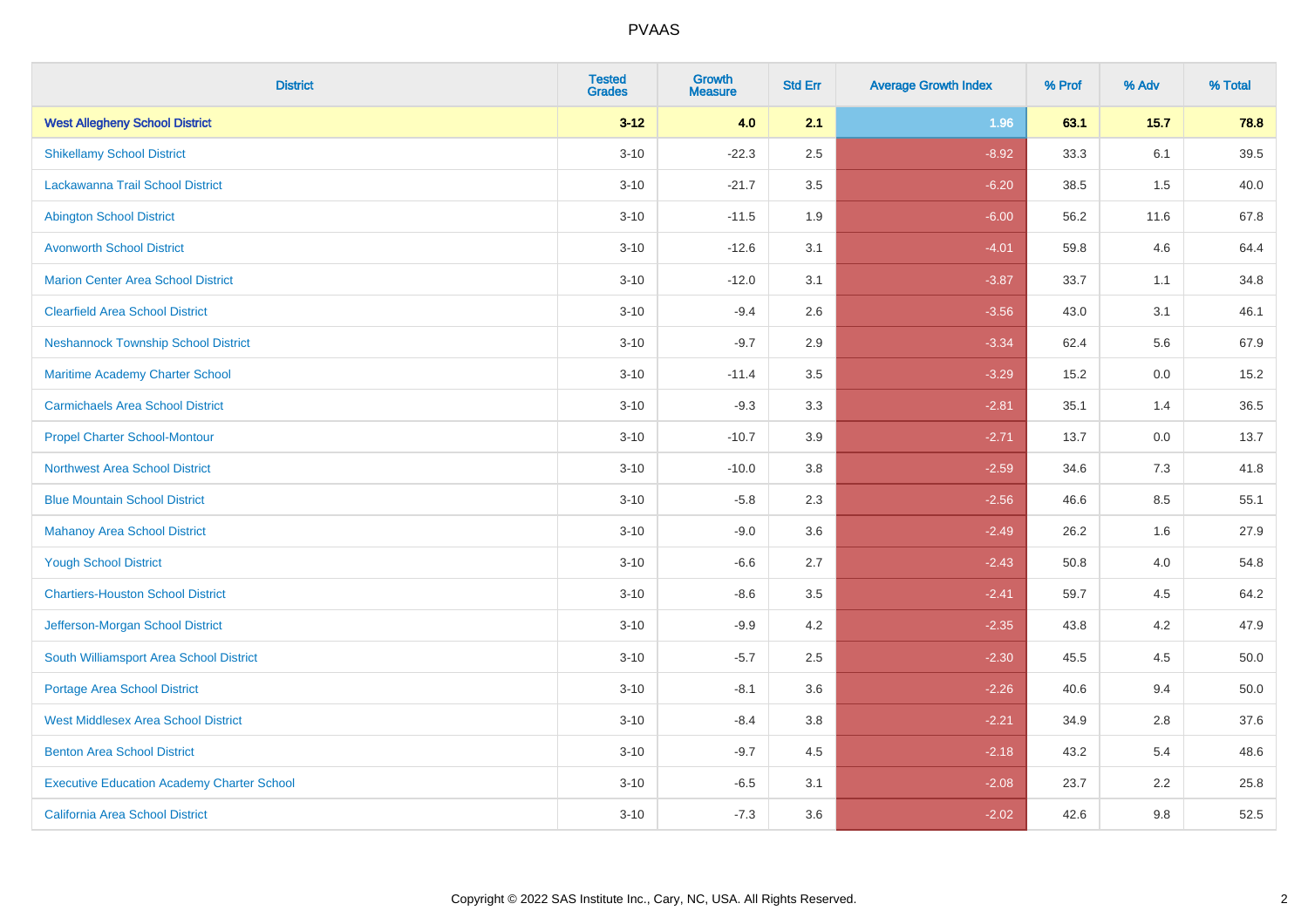| District | Tested Grades | Growth Measure | Std Err | Average Growth Index | % Prof | % Adv | % Total |
|---|---|---|---|---|---|---|---|
| **West Allegheny School District** | **3-12** | **4.0** | **2.1** | **1.96** | **63.1** | **15.7** | **78.8** |
| Shikellamy School District | 3-10 | -22.3 | 2.5 | -8.92 | 33.3 | 6.1 | 39.5 |
| Lackawanna Trail School District | 3-10 | -21.7 | 3.5 | -6.20 | 38.5 | 1.5 | 40.0 |
| Abington School District | 3-10 | -11.5 | 1.9 | -6.00 | 56.2 | 11.6 | 67.8 |
| Avonworth School District | 3-10 | -12.6 | 3.1 | -4.01 | 59.8 | 4.6 | 64.4 |
| Marion Center Area School District | 3-10 | -12.0 | 3.1 | -3.87 | 33.7 | 1.1 | 34.8 |
| Clearfield Area School District | 3-10 | -9.4 | 2.6 | -3.56 | 43.0 | 3.1 | 46.1 |
| Neshannock Township School District | 3-10 | -9.7 | 2.9 | -3.34 | 62.4 | 5.6 | 67.9 |
| Maritime Academy Charter School | 3-10 | -11.4 | 3.5 | -3.29 | 15.2 | 0.0 | 15.2 |
| Carmichaels Area School District | 3-10 | -9.3 | 3.3 | -2.81 | 35.1 | 1.4 | 36.5 |
| Propel Charter School-Montour | 3-10 | -10.7 | 3.9 | -2.71 | 13.7 | 0.0 | 13.7 |
| Northwest Area School District | 3-10 | -10.0 | 3.8 | -2.59 | 34.6 | 7.3 | 41.8 |
| Blue Mountain School District | 3-10 | -5.8 | 2.3 | -2.56 | 46.6 | 8.5 | 55.1 |
| Mahanoy Area School District | 3-10 | -9.0 | 3.6 | -2.49 | 26.2 | 1.6 | 27.9 |
| Yough School District | 3-10 | -6.6 | 2.7 | -2.43 | 50.8 | 4.0 | 54.8 |
| Chartiers-Houston School District | 3-10 | -8.6 | 3.5 | -2.41 | 59.7 | 4.5 | 64.2 |
| Jefferson-Morgan School District | 3-10 | -9.9 | 4.2 | -2.35 | 43.8 | 4.2 | 47.9 |
| South Williamsport Area School District | 3-10 | -5.7 | 2.5 | -2.30 | 45.5 | 4.5 | 50.0 |
| Portage Area School District | 3-10 | -8.1 | 3.6 | -2.26 | 40.6 | 9.4 | 50.0 |
| West Middlesex Area School District | 3-10 | -8.4 | 3.8 | -2.21 | 34.9 | 2.8 | 37.6 |
| Benton Area School District | 3-10 | -9.7 | 4.5 | -2.18 | 43.2 | 5.4 | 48.6 |
| Executive Education Academy Charter School | 3-10 | -6.5 | 3.1 | -2.08 | 23.7 | 2.2 | 25.8 |
| California Area School District | 3-10 | -7.3 | 3.6 | -2.02 | 42.6 | 9.8 | 52.5 |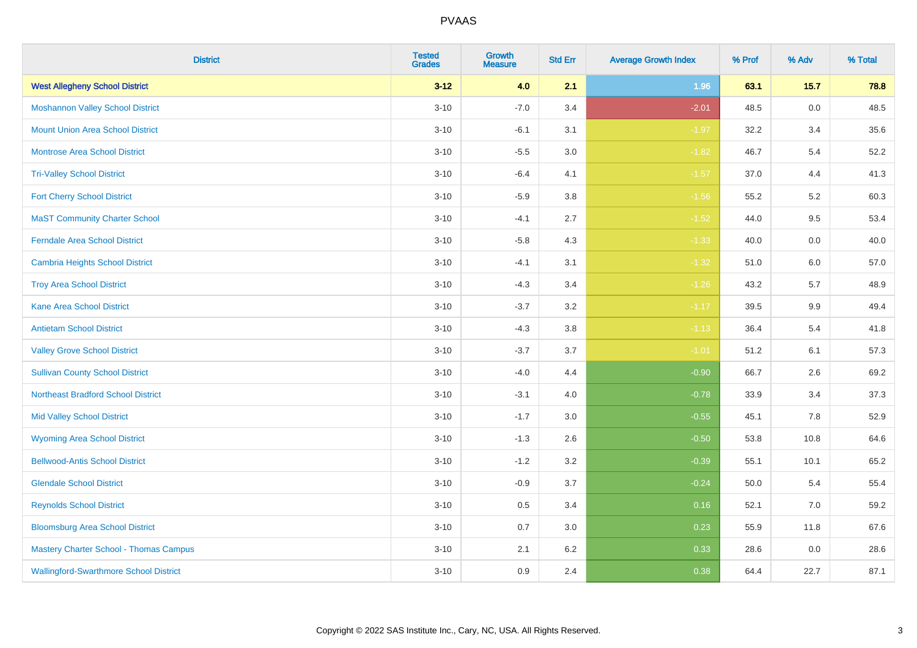| District | Tested Grades | Growth Measure | Std Err | Average Growth Index | % Prof | % Adv | % Total |
|---|---|---|---|---|---|---|---|
| **West Allegheny School District** | **3-12** | **4.0** | **2.1** | **1.96** | **63.1** | **15.7** | **78.8** |
| Moshannon Valley School District | 3-10 | -7.0 | 3.4 | -2.01 | 48.5 | 0.0 | 48.5 |
| Mount Union Area School District | 3-10 | -6.1 | 3.1 | -1.97 | 32.2 | 3.4 | 35.6 |
| Montrose Area School District | 3-10 | -5.5 | 3.0 | -1.82 | 46.7 | 5.4 | 52.2 |
| Tri-Valley School District | 3-10 | -6.4 | 4.1 | -1.57 | 37.0 | 4.4 | 41.3 |
| Fort Cherry School District | 3-10 | -5.9 | 3.8 | -1.56 | 55.2 | 5.2 | 60.3 |
| MaST Community Charter School | 3-10 | -4.1 | 2.7 | -1.52 | 44.0 | 9.5 | 53.4 |
| Ferndale Area School District | 3-10 | -5.8 | 4.3 | -1.33 | 40.0 | 0.0 | 40.0 |
| Cambria Heights School District | 3-10 | -4.1 | 3.1 | -1.32 | 51.0 | 6.0 | 57.0 |
| Troy Area School District | 3-10 | -4.3 | 3.4 | -1.26 | 43.2 | 5.7 | 48.9 |
| Kane Area School District | 3-10 | -3.7 | 3.2 | -1.17 | 39.5 | 9.9 | 49.4 |
| Antietam School District | 3-10 | -4.3 | 3.8 | -1.13 | 36.4 | 5.4 | 41.8 |
| Valley Grove School District | 3-10 | -3.7 | 3.7 | -1.01 | 51.2 | 6.1 | 57.3 |
| Sullivan County School District | 3-10 | -4.0 | 4.4 | -0.90 | 66.7 | 2.6 | 69.2 |
| Northeast Bradford School District | 3-10 | -3.1 | 4.0 | -0.78 | 33.9 | 3.4 | 37.3 |
| Mid Valley School District | 3-10 | -1.7 | 3.0 | -0.55 | 45.1 | 7.8 | 52.9 |
| Wyoming Area School District | 3-10 | -1.3 | 2.6 | -0.50 | 53.8 | 10.8 | 64.6 |
| Bellwood-Antis School District | 3-10 | -1.2 | 3.2 | -0.39 | 55.1 | 10.1 | 65.2 |
| Glendale School District | 3-10 | -0.9 | 3.7 | -0.24 | 50.0 | 5.4 | 55.4 |
| Reynolds School District | 3-10 | 0.5 | 3.4 | 0.16 | 52.1 | 7.0 | 59.2 |
| Bloomsburg Area School District | 3-10 | 0.7 | 3.0 | 0.23 | 55.9 | 11.8 | 67.6 |
| Mastery Charter School - Thomas Campus | 3-10 | 2.1 | 6.2 | 0.33 | 28.6 | 0.0 | 28.6 |
| Wallingford-Swarthmore School District | 3-10 | 0.9 | 2.4 | 0.38 | 64.4 | 22.7 | 87.1 |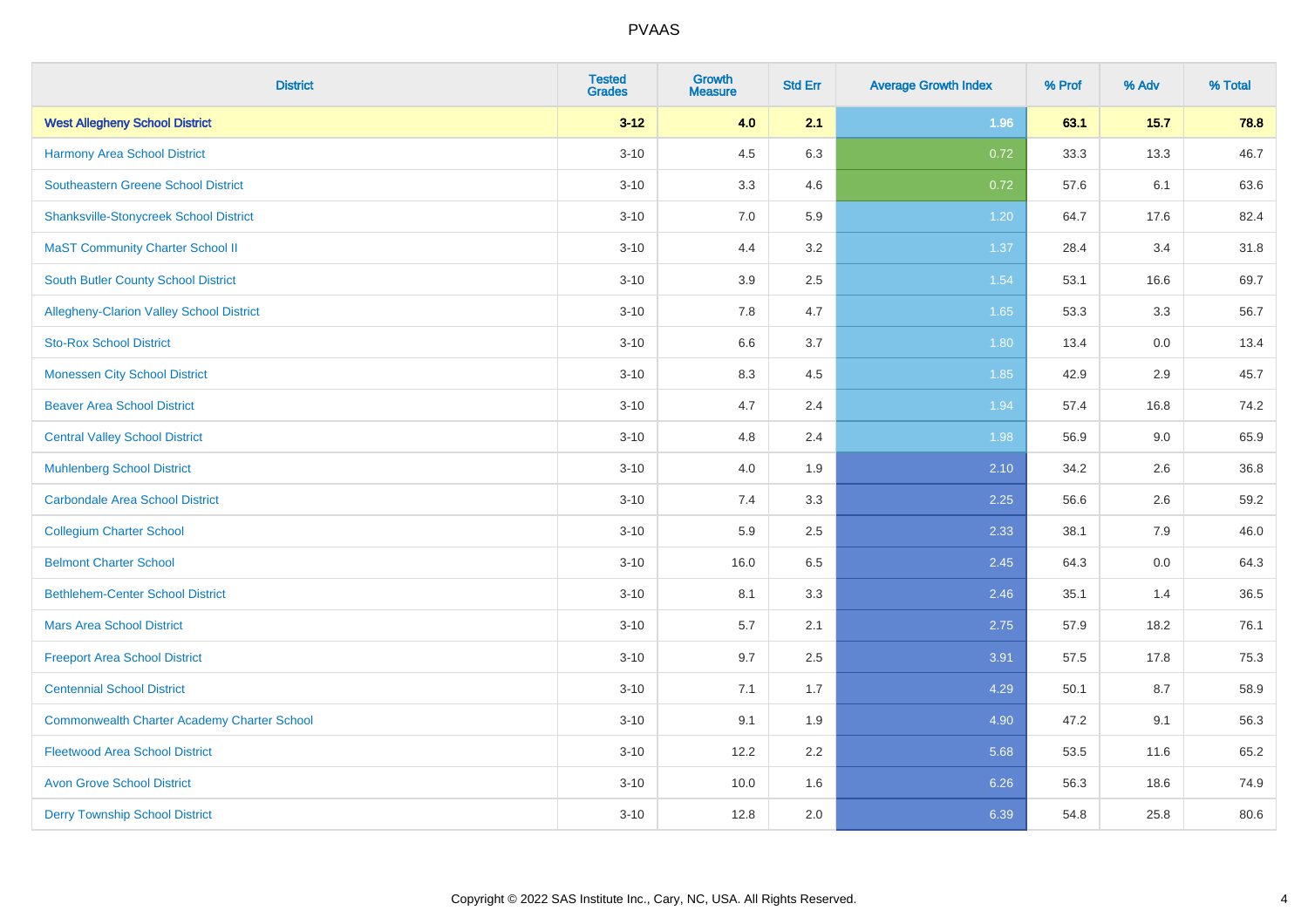# PVAAS

| District | Tested Grades | Growth Measure | Std Err | Average Growth Index | % Prof | % Adv | % Total |
|---|---|---|---|---|---|---|---|
| **West Allegheny School District** | **3-12** | **4.0** | **2.1** | **1.96** | **63.1** | **15.7** | **78.8** |
| Harmony Area School District | 3-10 | 4.5 | 6.3 | 0.72 | 33.3 | 13.3 | 46.7 |
| Southeastern Greene School District | 3-10 | 3.3 | 4.6 | 0.72 | 57.6 | 6.1 | 63.6 |
| Shanksville-Stonycreek School District | 3-10 | 7.0 | 5.9 | 1.20 | 64.7 | 17.6 | 82.4 |
| MaST Community Charter School II | 3-10 | 4.4 | 3.2 | 1.37 | 28.4 | 3.4 | 31.8 |
| South Butler County School District | 3-10 | 3.9 | 2.5 | 1.54 | 53.1 | 16.6 | 69.7 |
| Allegheny-Clarion Valley School District | 3-10 | 7.8 | 4.7 | 1.65 | 53.3 | 3.3 | 56.7 |
| Sto-Rox School District | 3-10 | 6.6 | 3.7 | 1.80 | 13.4 | 0.0 | 13.4 |
| Monessen City School District | 3-10 | 8.3 | 4.5 | 1.85 | 42.9 | 2.9 | 45.7 |
| Beaver Area School District | 3-10 | 4.7 | 2.4 | 1.94 | 57.4 | 16.8 | 74.2 |
| Central Valley School District | 3-10 | 4.8 | 2.4 | 1.98 | 56.9 | 9.0 | 65.9 |
| Muhlenberg School District | 3-10 | 4.0 | 1.9 | 2.10 | 34.2 | 2.6 | 36.8 |
| Carbondale Area School District | 3-10 | 7.4 | 3.3 | 2.25 | 56.6 | 2.6 | 59.2 |
| Collegium Charter School | 3-10 | 5.9 | 2.5 | 2.33 | 38.1 | 7.9 | 46.0 |
| Belmont Charter School | 3-10 | 16.0 | 6.5 | 2.45 | 64.3 | 0.0 | 64.3 |
| Bethlehem-Center School District | 3-10 | 8.1 | 3.3 | 2.46 | 35.1 | 1.4 | 36.5 |
| Mars Area School District | 3-10 | 5.7 | 2.1 | 2.75 | 57.9 | 18.2 | 76.1 |
| Freeport Area School District | 3-10 | 9.7 | 2.5 | 3.91 | 57.5 | 17.8 | 75.3 |
| Centennial School District | 3-10 | 7.1 | 1.7 | 4.29 | 50.1 | 8.7 | 58.9 |
| Commonwealth Charter Academy Charter School | 3-10 | 9.1 | 1.9 | 4.90 | 47.2 | 9.1 | 56.3 |
| Fleetwood Area School District | 3-10 | 12.2 | 2.2 | 5.68 | 53.5 | 11.6 | 65.2 |
| Avon Grove School District | 3-10 | 10.0 | 1.6 | 6.26 | 56.3 | 18.6 | 74.9 |
| Derry Township School District | 3-10 | 12.8 | 2.0 | 6.39 | 54.8 | 25.8 | 80.6 |

Copyright © 2022 SAS Institute Inc., Cary, NC, USA. All Rights Reserved.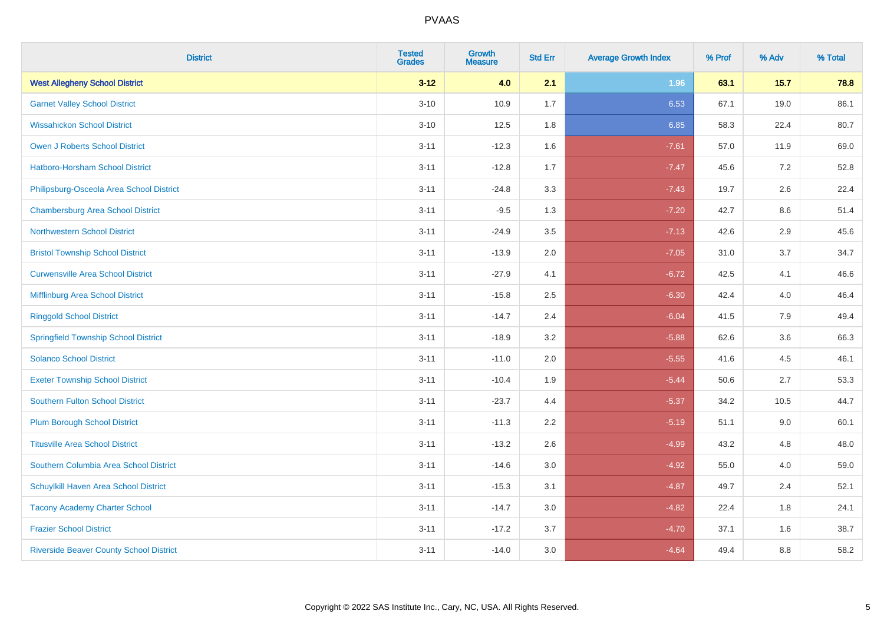| District | Tested Grades | Growth Measure | Std Err | Average Growth Index | % Prof | % Adv | % Total |
|---|---|---|---|---|---|---|---|
| **West Allegheny School District** | **3-12** | **4.0** | **2.1** | **1.96** | **63.1** | **15.7** | **78.8** |
| Garnet Valley School District | 3-10 | 10.9 | 1.7 | 6.53 | 67.1 | 19.0 | 86.1 |
| Wissahickon School District | 3-10 | 12.5 | 1.8 | 6.85 | 58.3 | 22.4 | 80.7 |
| Owen J Roberts School District | 3-11 | -12.3 | 1.6 | -7.61 | 57.0 | 11.9 | 69.0 |
| Hatboro-Horsham School District | 3-11 | -12.8 | 1.7 | -7.47 | 45.6 | 7.2 | 52.8 |
| Philipsburg-Osceola Area School District | 3-11 | -24.8 | 3.3 | -7.43 | 19.7 | 2.6 | 22.4 |
| Chambersburg Area School District | 3-11 | -9.5 | 1.3 | -7.20 | 42.7 | 8.6 | 51.4 |
| Northwestern School District | 3-11 | -24.9 | 3.5 | -7.13 | 42.6 | 2.9 | 45.6 |
| Bristol Township School District | 3-11 | -13.9 | 2.0 | -7.05 | 31.0 | 3.7 | 34.7 |
| Curwensville Area School District | 3-11 | -27.9 | 4.1 | -6.72 | 42.5 | 4.1 | 46.6 |
| Mifflinburg Area School District | 3-11 | -15.8 | 2.5 | -6.30 | 42.4 | 4.0 | 46.4 |
| Ringgold School District | 3-11 | -14.7 | 2.4 | -6.04 | 41.5 | 7.9 | 49.4 |
| Springfield Township School District | 3-11 | -18.9 | 3.2 | -5.88 | 62.6 | 3.6 | 66.3 |
| Solanco School District | 3-11 | -11.0 | 2.0 | -5.55 | 41.6 | 4.5 | 46.1 |
| Exeter Township School District | 3-11 | -10.4 | 1.9 | -5.44 | 50.6 | 2.7 | 53.3 |
| Southern Fulton School District | 3-11 | -23.7 | 4.4 | -5.37 | 34.2 | 10.5 | 44.7 |
| Plum Borough School District | 3-11 | -11.3 | 2.2 | -5.19 | 51.1 | 9.0 | 60.1 |
| Titusville Area School District | 3-11 | -13.2 | 2.6 | -4.99 | 43.2 | 4.8 | 48.0 |
| Southern Columbia Area School District | 3-11 | -14.6 | 3.0 | -4.92 | 55.0 | 4.0 | 59.0 |
| Schuylkill Haven Area School District | 3-11 | -15.3 | 3.1 | -4.87 | 49.7 | 2.4 | 52.1 |
| Tacony Academy Charter School | 3-11 | -14.7 | 3.0 | -4.82 | 22.4 | 1.8 | 24.1 |
| Frazier School District | 3-11 | -17.2 | 3.7 | -4.70 | 37.1 | 1.6 | 38.7 |
| Riverside Beaver County School District | 3-11 | -14.0 | 3.0 | -4.64 | 49.4 | 8.8 | 58.2 |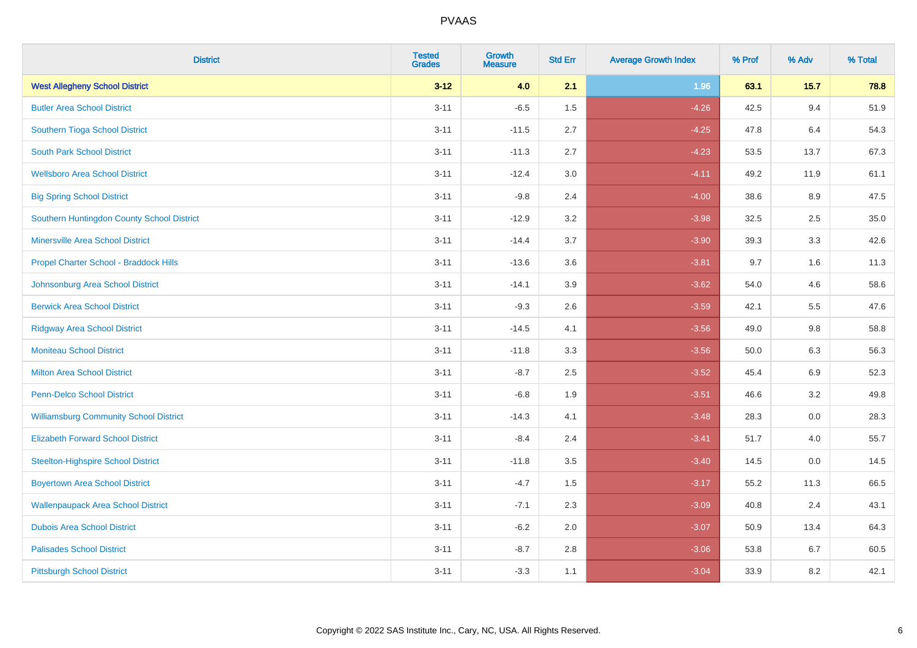# PVAAS

| District | Tested Grades | Growth Measure | Std Err | Average Growth Index | % Prof | % Adv | % Total |
|---|---|---|---|---|---|---|---|
| **West Allegheny School District** | **3-12** | **4.0** | **2.1** | **1.96** | **63.1** | **15.7** | **78.8** |
| Butler Area School District | 3-11 | -6.5 | 1.5 | -4.26 | 42.5 | 9.4 | 51.9 |
| Southern Tioga School District | 3-11 | -11.5 | 2.7 | -4.25 | 47.8 | 6.4 | 54.3 |
| South Park School District | 3-11 | -11.3 | 2.7 | -4.23 | 53.5 | 13.7 | 67.3 |
| Wellsboro Area School District | 3-11 | -12.4 | 3.0 | -4.11 | 49.2 | 11.9 | 61.1 |
| Big Spring School District | 3-11 | -9.8 | 2.4 | -4.00 | 38.6 | 8.9 | 47.5 |
| Southern Huntingdon County School District | 3-11 | -12.9 | 3.2 | -3.98 | 32.5 | 2.5 | 35.0 |
| Minersville Area School District | 3-11 | -14.4 | 3.7 | -3.90 | 39.3 | 3.3 | 42.6 |
| Propel Charter School - Braddock Hills | 3-11 | -13.6 | 3.6 | -3.81 | 9.7 | 1.6 | 11.3 |
| Johnsonburg Area School District | 3-11 | -14.1 | 3.9 | -3.62 | 54.0 | 4.6 | 58.6 |
| Berwick Area School District | 3-11 | -9.3 | 2.6 | -3.59 | 42.1 | 5.5 | 47.6 |
| Ridgway Area School District | 3-11 | -14.5 | 4.1 | -3.56 | 49.0 | 9.8 | 58.8 |
| Moniteau School District | 3-11 | -11.8 | 3.3 | -3.56 | 50.0 | 6.3 | 56.3 |
| Milton Area School District | 3-11 | -8.7 | 2.5 | -3.52 | 45.4 | 6.9 | 52.3 |
| Penn-Delco School District | 3-11 | -6.8 | 1.9 | -3.51 | 46.6 | 3.2 | 49.8 |
| Williamsburg Community School District | 3-11 | -14.3 | 4.1 | -3.48 | 28.3 | 0.0 | 28.3 |
| Elizabeth Forward School District | 3-11 | -8.4 | 2.4 | -3.41 | 51.7 | 4.0 | 55.7 |
| Steelton-Highspire School District | 3-11 | -11.8 | 3.5 | -3.40 | 14.5 | 0.0 | 14.5 |
| Boyertown Area School District | 3-11 | -4.7 | 1.5 | -3.17 | 55.2 | 11.3 | 66.5 |
| Wallenpaupack Area School District | 3-11 | -7.1 | 2.3 | -3.09 | 40.8 | 2.4 | 43.1 |
| Dubois Area School District | 3-11 | -6.2 | 2.0 | -3.07 | 50.9 | 13.4 | 64.3 |
| Palisades School District | 3-11 | -8.7 | 2.8 | -3.06 | 53.8 | 6.7 | 60.5 |
| Pittsburgh School District | 3-11 | -3.3 | 1.1 | -3.04 | 33.9 | 8.2 | 42.1 |

Copyright © 2022 SAS Institute Inc., Cary, NC, USA. All Rights Reserved.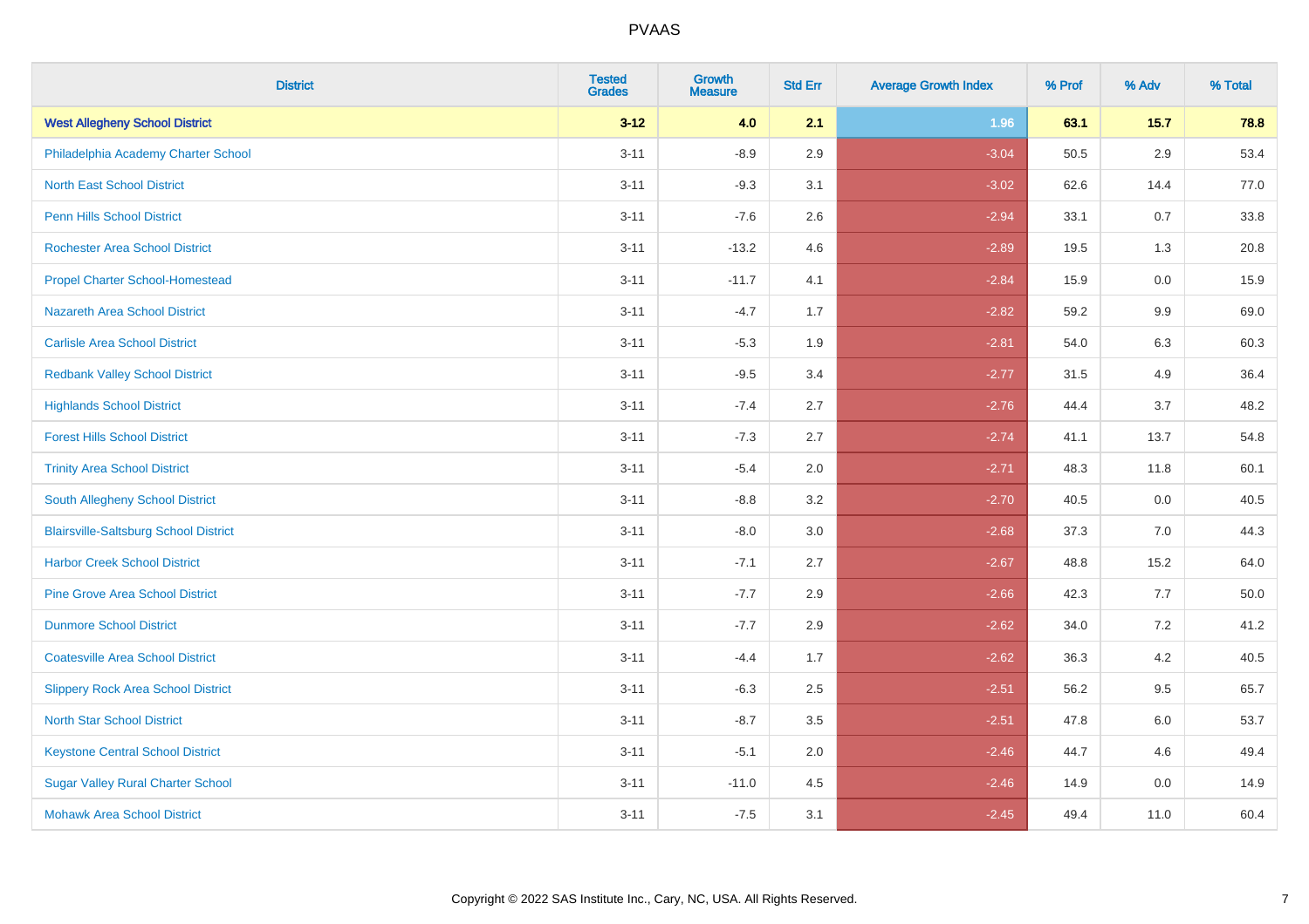PVAAS

| District | Tested Grades | Growth Measure | Std Err | Average Growth Index | % Prof | % Adv | % Total |
|---|---|---|---|---|---|---|---|
| **West Allegheny School District** | **3-12** | **4.0** | **2.1** | **1.96** | **63.1** | **15.7** | **78.8** |
| Philadelphia Academy Charter School | 3-11 | -8.9 | 2.9 | -3.04 | 50.5 | 2.9 | 53.4 |
| North East School District | 3-11 | -9.3 | 3.1 | -3.02 | 62.6 | 14.4 | 77.0 |
| Penn Hills School District | 3-11 | -7.6 | 2.6 | -2.94 | 33.1 | 0.7 | 33.8 |
| Rochester Area School District | 3-11 | -13.2 | 4.6 | -2.89 | 19.5 | 1.3 | 20.8 |
| Propel Charter School-Homestead | 3-11 | -11.7 | 4.1 | -2.84 | 15.9 | 0.0 | 15.9 |
| Nazareth Area School District | 3-11 | -4.7 | 1.7 | -2.82 | 59.2 | 9.9 | 69.0 |
| Carlisle Area School District | 3-11 | -5.3 | 1.9 | -2.81 | 54.0 | 6.3 | 60.3 |
| Redbank Valley School District | 3-11 | -9.5 | 3.4 | -2.77 | 31.5 | 4.9 | 36.4 |
| Highlands School District | 3-11 | -7.4 | 2.7 | -2.76 | 44.4 | 3.7 | 48.2 |
| Forest Hills School District | 3-11 | -7.3 | 2.7 | -2.74 | 41.1 | 13.7 | 54.8 |
| Trinity Area School District | 3-11 | -5.4 | 2.0 | -2.71 | 48.3 | 11.8 | 60.1 |
| South Allegheny School District | 3-11 | -8.8 | 3.2 | -2.70 | 40.5 | 0.0 | 40.5 |
| Blairsville-Saltsburg School District | 3-11 | -8.0 | 3.0 | -2.68 | 37.3 | 7.0 | 44.3 |
| Harbor Creek School District | 3-11 | -7.1 | 2.7 | -2.67 | 48.8 | 15.2 | 64.0 |
| Pine Grove Area School District | 3-11 | -7.7 | 2.9 | -2.66 | 42.3 | 7.7 | 50.0 |
| Dunmore School District | 3-11 | -7.7 | 2.9 | -2.62 | 34.0 | 7.2 | 41.2 |
| Coatesville Area School District | 3-11 | -4.4 | 1.7 | -2.62 | 36.3 | 4.2 | 40.5 |
| Slippery Rock Area School District | 3-11 | -6.3 | 2.5 | -2.51 | 56.2 | 9.5 | 65.7 |
| North Star School District | 3-11 | -8.7 | 3.5 | -2.51 | 47.8 | 6.0 | 53.7 |
| Keystone Central School District | 3-11 | -5.1 | 2.0 | -2.46 | 44.7 | 4.6 | 49.4 |
| Sugar Valley Rural Charter School | 3-11 | -11.0 | 4.5 | -2.46 | 14.9 | 0.0 | 14.9 |
| Mohawk Area School District | 3-11 | -7.5 | 3.1 | -2.45 | 49.4 | 11.0 | 60.4 |

Copyright © 2022 SAS Institute Inc., Cary, NC, USA. All Rights Reserved.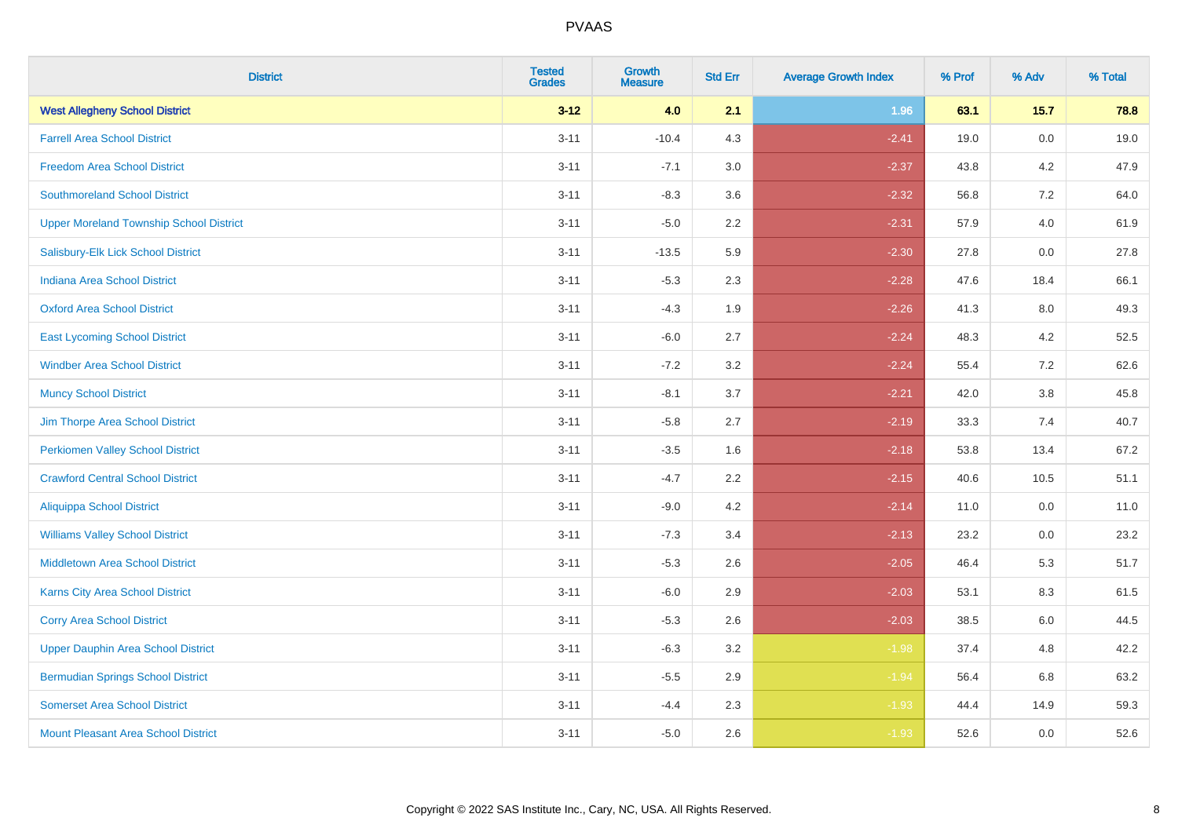| District | Tested Grades | Growth Measure | Std Err | Average Growth Index | % Prof | % Adv | % Total |
|---|---|---|---|---|---|---|---|
| **West Allegheny School District** | **3-12** | **4.0** | **2.1** | **1.96** | **63.1** | **15.7** | **78.8** |
| Farrell Area School District | 3-11 | -10.4 | 4.3 | -2.41 | 19.0 | 0.0 | 19.0 |
| Freedom Area School District | 3-11 | -7.1 | 3.0 | -2.37 | 43.8 | 4.2 | 47.9 |
| Southmoreland School District | 3-11 | -8.3 | 3.6 | -2.32 | 56.8 | 7.2 | 64.0 |
| Upper Moreland Township School District | 3-11 | -5.0 | 2.2 | -2.31 | 57.9 | 4.0 | 61.9 |
| Salisbury-Elk Lick School District | 3-11 | -13.5 | 5.9 | -2.30 | 27.8 | 0.0 | 27.8 |
| Indiana Area School District | 3-11 | -5.3 | 2.3 | -2.28 | 47.6 | 18.4 | 66.1 |
| Oxford Area School District | 3-11 | -4.3 | 1.9 | -2.26 | 41.3 | 8.0 | 49.3 |
| East Lycoming School District | 3-11 | -6.0 | 2.7 | -2.24 | 48.3 | 4.2 | 52.5 |
| Windber Area School District | 3-11 | -7.2 | 3.2 | -2.24 | 55.4 | 7.2 | 62.6 |
| Muncy School District | 3-11 | -8.1 | 3.7 | -2.21 | 42.0 | 3.8 | 45.8 |
| Jim Thorpe Area School District | 3-11 | -5.8 | 2.7 | -2.19 | 33.3 | 7.4 | 40.7 |
| Perkiomen Valley School District | 3-11 | -3.5 | 1.6 | -2.18 | 53.8 | 13.4 | 67.2 |
| Crawford Central School District | 3-11 | -4.7 | 2.2 | -2.15 | 40.6 | 10.5 | 51.1 |
| Aliquippa School District | 3-11 | -9.0 | 4.2 | -2.14 | 11.0 | 0.0 | 11.0 |
| Williams Valley School District | 3-11 | -7.3 | 3.4 | -2.13 | 23.2 | 0.0 | 23.2 |
| Middletown Area School District | 3-11 | -5.3 | 2.6 | -2.05 | 46.4 | 5.3 | 51.7 |
| Karns City Area School District | 3-11 | -6.0 | 2.9 | -2.03 | 53.1 | 8.3 | 61.5 |
| Corry Area School District | 3-11 | -5.3 | 2.6 | -2.03 | 38.5 | 6.0 | 44.5 |
| Upper Dauphin Area School District | 3-11 | -6.3 | 3.2 | -1.98 | 37.4 | 4.8 | 42.2 |
| Bermudian Springs School District | 3-11 | -5.5 | 2.9 | -1.94 | 56.4 | 6.8 | 63.2 |
| Somerset Area School District | 3-11 | -4.4 | 2.3 | -1.93 | 44.4 | 14.9 | 59.3 |
| Mount Pleasant Area School District | 3-11 | -5.0 | 2.6 | -1.93 | 52.6 | 0.0 | 52.6 |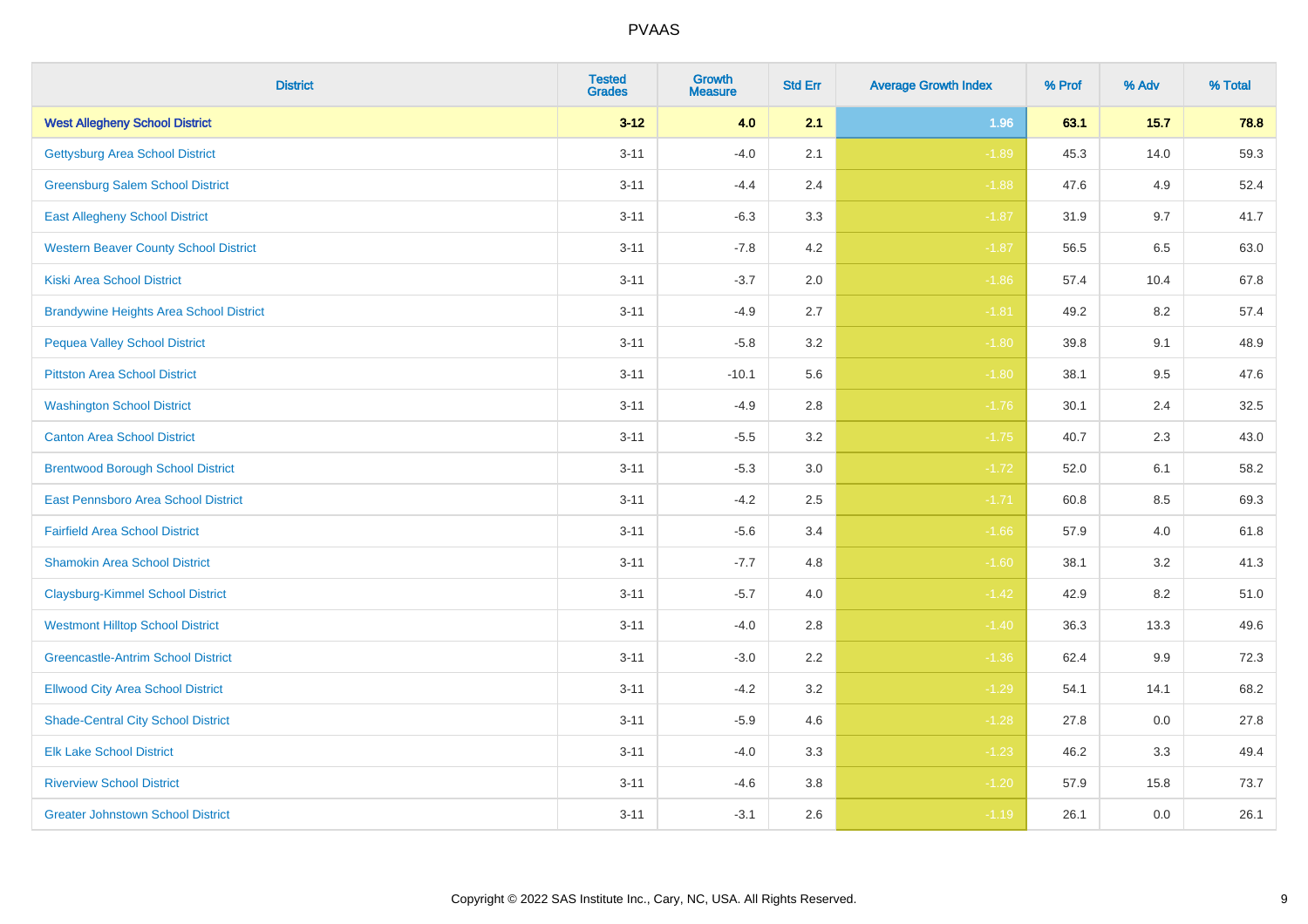| District | Tested Grades | Growth Measure | Std Err | Average Growth Index | % Prof | % Adv | % Total |
|---|---|---|---|---|---|---|---|
| **West Allegheny School District** | **3-12** | **4.0** | **2.1** | **1.96** | **63.1** | **15.7** | **78.8** |
| Gettysburg Area School District | 3-11 | -4.0 | 2.1 | -1.89 | 45.3 | 14.0 | 59.3 |
| Greensburg Salem School District | 3-11 | -4.4 | 2.4 | -1.88 | 47.6 | 4.9 | 52.4 |
| East Allegheny School District | 3-11 | -6.3 | 3.3 | -1.87 | 31.9 | 9.7 | 41.7 |
| Western Beaver County School District | 3-11 | -7.8 | 4.2 | -1.87 | 56.5 | 6.5 | 63.0 |
| Kiski Area School District | 3-11 | -3.7 | 2.0 | -1.86 | 57.4 | 10.4 | 67.8 |
| Brandywine Heights Area School District | 3-11 | -4.9 | 2.7 | -1.81 | 49.2 | 8.2 | 57.4 |
| Pequea Valley School District | 3-11 | -5.8 | 3.2 | -1.80 | 39.8 | 9.1 | 48.9 |
| Pittston Area School District | 3-11 | -10.1 | 5.6 | -1.80 | 38.1 | 9.5 | 47.6 |
| Washington School District | 3-11 | -4.9 | 2.8 | -1.76 | 30.1 | 2.4 | 32.5 |
| Canton Area School District | 3-11 | -5.5 | 3.2 | -1.75 | 40.7 | 2.3 | 43.0 |
| Brentwood Borough School District | 3-11 | -5.3 | 3.0 | -1.72 | 52.0 | 6.1 | 58.2 |
| East Pennsboro Area School District | 3-11 | -4.2 | 2.5 | -1.71 | 60.8 | 8.5 | 69.3 |
| Fairfield Area School District | 3-11 | -5.6 | 3.4 | -1.66 | 57.9 | 4.0 | 61.8 |
| Shamokin Area School District | 3-11 | -7.7 | 4.8 | -1.60 | 38.1 | 3.2 | 41.3 |
| Claysburg-Kimmel School District | 3-11 | -5.7 | 4.0 | -1.42 | 42.9 | 8.2 | 51.0 |
| Westmont Hilltop School District | 3-11 | -4.0 | 2.8 | -1.40 | 36.3 | 13.3 | 49.6 |
| Greencastle-Antrim School District | 3-11 | -3.0 | 2.2 | -1.36 | 62.4 | 9.9 | 72.3 |
| Ellwood City Area School District | 3-11 | -4.2 | 3.2 | -1.29 | 54.1 | 14.1 | 68.2 |
| Shade-Central City School District | 3-11 | -5.9 | 4.6 | -1.28 | 27.8 | 0.0 | 27.8 |
| Elk Lake School District | 3-11 | -4.0 | 3.3 | -1.23 | 46.2 | 3.3 | 49.4 |
| Riverview School District | 3-11 | -4.6 | 3.8 | -1.20 | 57.9 | 15.8 | 73.7 |
| Greater Johnstown School District | 3-11 | -3.1 | 2.6 | -1.19 | 26.1 | 0.0 | 26.1 |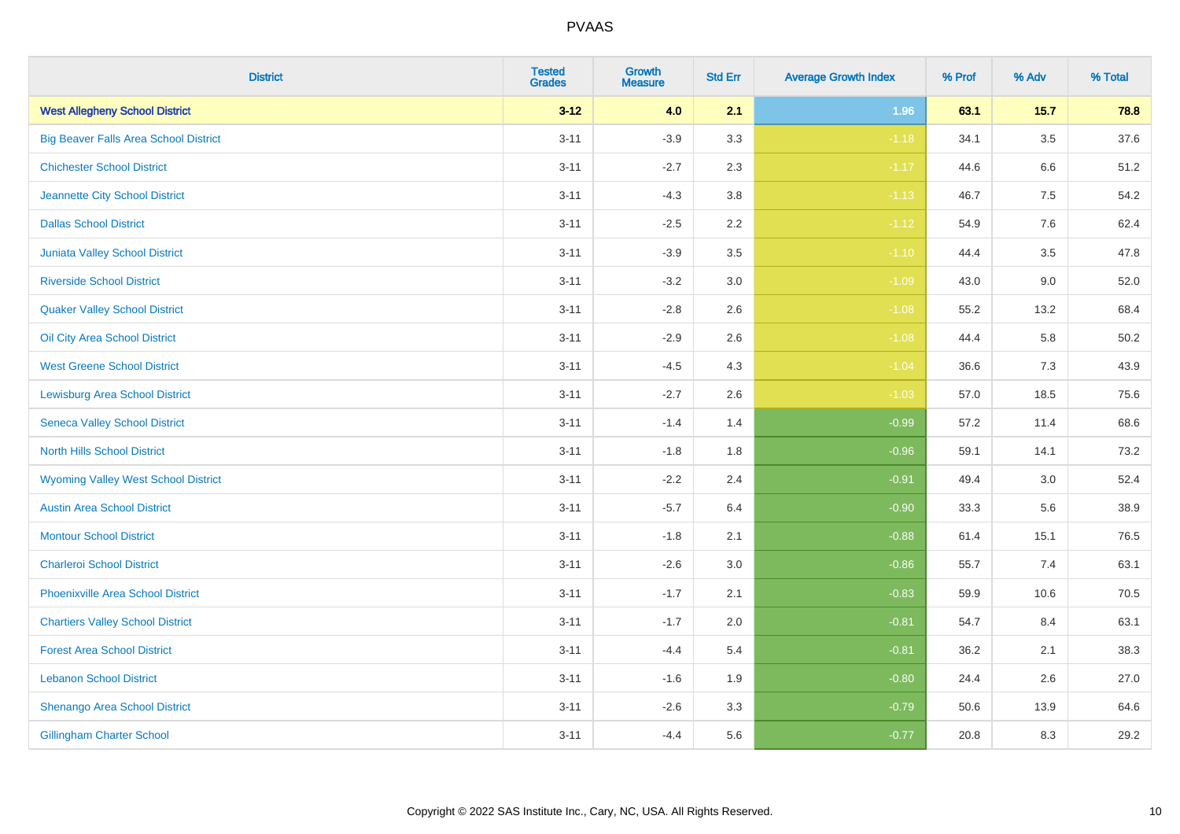| District | Tested Grades | Growth Measure | Std Err | Average Growth Index | % Prof | % Adv | % Total |
|---|---|---|---|---|---|---|---|
| **West Allegheny School District** | **3-12** | **4.0** | **2.1** | **1.96** | **63.1** | **15.7** | **78.8** |
| Big Beaver Falls Area School District | 3-11 | -3.9 | 3.3 | -1.18 | 34.1 | 3.5 | 37.6 |
| Chichester School District | 3-11 | -2.7 | 2.3 | -1.17 | 44.6 | 6.6 | 51.2 |
| Jeannette City School District | 3-11 | -4.3 | 3.8 | -1.13 | 46.7 | 7.5 | 54.2 |
| Dallas School District | 3-11 | -2.5 | 2.2 | -1.12 | 54.9 | 7.6 | 62.4 |
| Juniata Valley School District | 3-11 | -3.9 | 3.5 | -1.10 | 44.4 | 3.5 | 47.8 |
| Riverside School District | 3-11 | -3.2 | 3.0 | -1.09 | 43.0 | 9.0 | 52.0 |
| Quaker Valley School District | 3-11 | -2.8 | 2.6 | -1.08 | 55.2 | 13.2 | 68.4 |
| Oil City Area School District | 3-11 | -2.9 | 2.6 | -1.08 | 44.4 | 5.8 | 50.2 |
| West Greene School District | 3-11 | -4.5 | 4.3 | -1.04 | 36.6 | 7.3 | 43.9 |
| Lewisburg Area School District | 3-11 | -2.7 | 2.6 | -1.03 | 57.0 | 18.5 | 75.6 |
| Seneca Valley School District | 3-11 | -1.4 | 1.4 | -0.99 | 57.2 | 11.4 | 68.6 |
| North Hills School District | 3-11 | -1.8 | 1.8 | -0.96 | 59.1 | 14.1 | 73.2 |
| Wyoming Valley West School District | 3-11 | -2.2 | 2.4 | -0.91 | 49.4 | 3.0 | 52.4 |
| Austin Area School District | 3-11 | -5.7 | 6.4 | -0.90 | 33.3 | 5.6 | 38.9 |
| Montour School District | 3-11 | -1.8 | 2.1 | -0.88 | 61.4 | 15.1 | 76.5 |
| Charleroi School District | 3-11 | -2.6 | 3.0 | -0.86 | 55.7 | 7.4 | 63.1 |
| Phoenixville Area School District | 3-11 | -1.7 | 2.1 | -0.83 | 59.9 | 10.6 | 70.5 |
| Chartiers Valley School District | 3-11 | -1.7 | 2.0 | -0.81 | 54.7 | 8.4 | 63.1 |
| Forest Area School District | 3-11 | -4.4 | 5.4 | -0.81 | 36.2 | 2.1 | 38.3 |
| Lebanon School District | 3-11 | -1.6 | 1.9 | -0.80 | 24.4 | 2.6 | 27.0 |
| Shenango Area School District | 3-11 | -2.6 | 3.3 | -0.79 | 50.6 | 13.9 | 64.6 |
| Gillingham Charter School | 3-11 | -4.4 | 5.6 | -0.77 | 20.8 | 8.3 | 29.2 |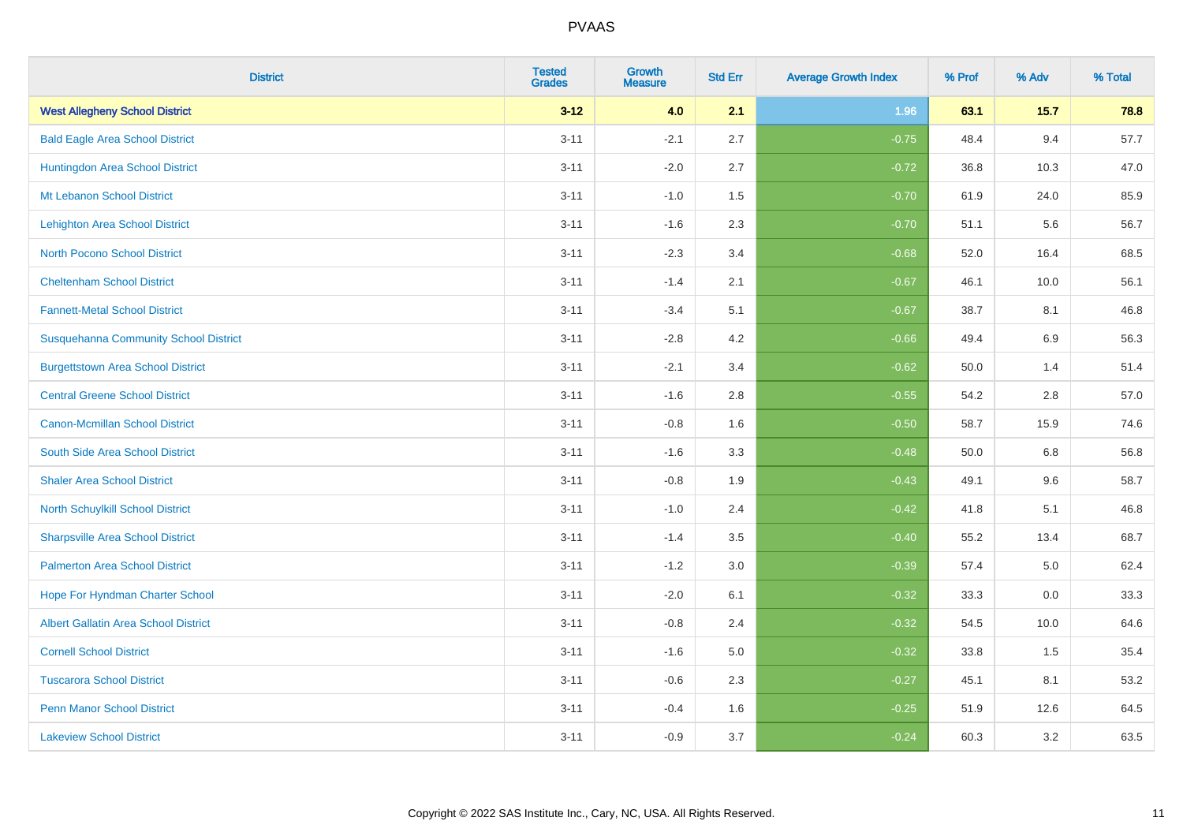| District | Tested Grades | Growth Measure | Std Err | Average Growth Index | % Prof | % Adv | % Total |
|---|---|---|---|---|---|---|---|
| **West Allegheny School District** | **3-12** | **4.0** | **2.1** | **1.96** | **63.1** | **15.7** | **78.8** |
| Bald Eagle Area School District | 3-11 | -2.1 | 2.7 | -0.75 | 48.4 | 9.4 | 57.7 |
| Huntingdon Area School District | 3-11 | -2.0 | 2.7 | -0.72 | 36.8 | 10.3 | 47.0 |
| Mt Lebanon School District | 3-11 | -1.0 | 1.5 | -0.70 | 61.9 | 24.0 | 85.9 |
| Lehighton Area School District | 3-11 | -1.6 | 2.3 | -0.70 | 51.1 | 5.6 | 56.7 |
| North Pocono School District | 3-11 | -2.3 | 3.4 | -0.68 | 52.0 | 16.4 | 68.5 |
| Cheltenham School District | 3-11 | -1.4 | 2.1 | -0.67 | 46.1 | 10.0 | 56.1 |
| Fannett-Metal School District | 3-11 | -3.4 | 5.1 | -0.67 | 38.7 | 8.1 | 46.8 |
| Susquehanna Community School District | 3-11 | -2.8 | 4.2 | -0.66 | 49.4 | 6.9 | 56.3 |
| Burgettstown Area School District | 3-11 | -2.1 | 3.4 | -0.62 | 50.0 | 1.4 | 51.4 |
| Central Greene School District | 3-11 | -1.6 | 2.8 | -0.55 | 54.2 | 2.8 | 57.0 |
| Canon-Mcmillan School District | 3-11 | -0.8 | 1.6 | -0.50 | 58.7 | 15.9 | 74.6 |
| South Side Area School District | 3-11 | -1.6 | 3.3 | -0.48 | 50.0 | 6.8 | 56.8 |
| Shaler Area School District | 3-11 | -0.8 | 1.9 | -0.43 | 49.1 | 9.6 | 58.7 |
| North Schuylkill School District | 3-11 | -1.0 | 2.4 | -0.42 | 41.8 | 5.1 | 46.8 |
| Sharpsville Area School District | 3-11 | -1.4 | 3.5 | -0.40 | 55.2 | 13.4 | 68.7 |
| Palmerton Area School District | 3-11 | -1.2 | 3.0 | -0.39 | 57.4 | 5.0 | 62.4 |
| Hope For Hyndman Charter School | 3-11 | -2.0 | 6.1 | -0.32 | 33.3 | 0.0 | 33.3 |
| Albert Gallatin Area School District | 3-11 | -0.8 | 2.4 | -0.32 | 54.5 | 10.0 | 64.6 |
| Cornell School District | 3-11 | -1.6 | 5.0 | -0.32 | 33.8 | 1.5 | 35.4 |
| Tuscarora School District | 3-11 | -0.6 | 2.3 | -0.27 | 45.1 | 8.1 | 53.2 |
| Penn Manor School District | 3-11 | -0.4 | 1.6 | -0.25 | 51.9 | 12.6 | 64.5 |
| Lakeview School District | 3-11 | -0.9 | 3.7 | -0.24 | 60.3 | 3.2 | 63.5 |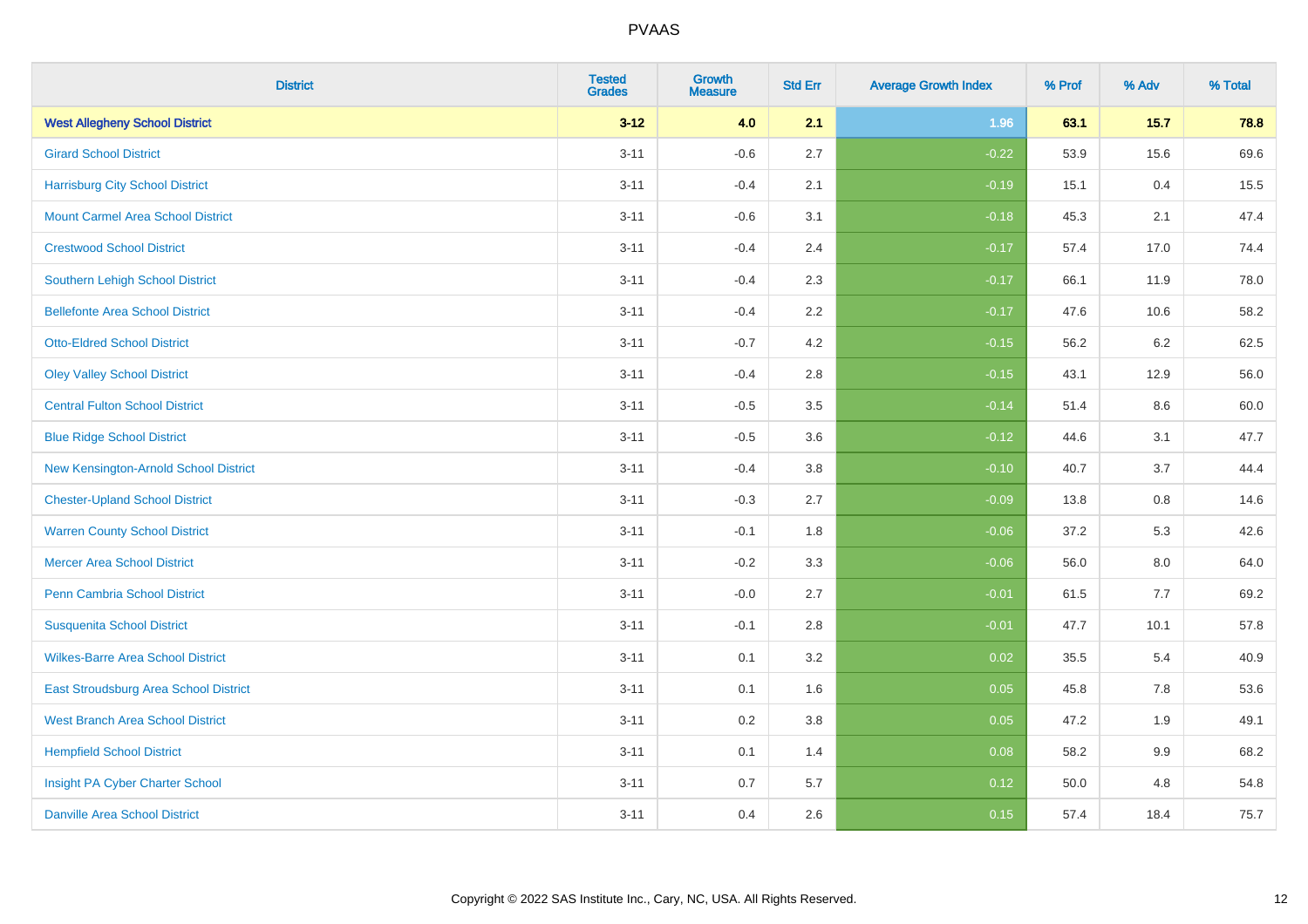| District | Tested Grades | Growth Measure | Std Err | Average Growth Index | % Prof | % Adv | % Total |
|---|---|---|---|---|---|---|---|
| **West Allegheny School District** | **3-12** | **4.0** | **2.1** | **1.96** | **63.1** | **15.7** | **78.8** |
| Girard School District | 3-11 | -0.6 | 2.7 | -0.22 | 53.9 | 15.6 | 69.6 |
| Harrisburg City School District | 3-11 | -0.4 | 2.1 | -0.19 | 15.1 | 0.4 | 15.5 |
| Mount Carmel Area School District | 3-11 | -0.6 | 3.1 | -0.18 | 45.3 | 2.1 | 47.4 |
| Crestwood School District | 3-11 | -0.4 | 2.4 | -0.17 | 57.4 | 17.0 | 74.4 |
| Southern Lehigh School District | 3-11 | -0.4 | 2.3 | -0.17 | 66.1 | 11.9 | 78.0 |
| Bellefonte Area School District | 3-11 | -0.4 | 2.2 | -0.17 | 47.6 | 10.6 | 58.2 |
| Otto-Eldred School District | 3-11 | -0.7 | 4.2 | -0.15 | 56.2 | 6.2 | 62.5 |
| Oley Valley School District | 3-11 | -0.4 | 2.8 | -0.15 | 43.1 | 12.9 | 56.0 |
| Central Fulton School District | 3-11 | -0.5 | 3.5 | -0.14 | 51.4 | 8.6 | 60.0 |
| Blue Ridge School District | 3-11 | -0.5 | 3.6 | -0.12 | 44.6 | 3.1 | 47.7 |
| New Kensington-Arnold School District | 3-11 | -0.4 | 3.8 | -0.10 | 40.7 | 3.7 | 44.4 |
| Chester-Upland School District | 3-11 | -0.3 | 2.7 | -0.09 | 13.8 | 0.8 | 14.6 |
| Warren County School District | 3-11 | -0.1 | 1.8 | -0.06 | 37.2 | 5.3 | 42.6 |
| Mercer Area School District | 3-11 | -0.2 | 3.3 | -0.06 | 56.0 | 8.0 | 64.0 |
| Penn Cambria School District | 3-11 | -0.0 | 2.7 | -0.01 | 61.5 | 7.7 | 69.2 |
| Susquenita School District | 3-11 | -0.1 | 2.8 | -0.01 | 47.7 | 10.1 | 57.8 |
| Wilkes-Barre Area School District | 3-11 | 0.1 | 3.2 | 0.02 | 35.5 | 5.4 | 40.9 |
| East Stroudsburg Area School District | 3-11 | 0.1 | 1.6 | 0.05 | 45.8 | 7.8 | 53.6 |
| West Branch Area School District | 3-11 | 0.2 | 3.8 | 0.05 | 47.2 | 1.9 | 49.1 |
| Hempfield School District | 3-11 | 0.1 | 1.4 | 0.08 | 58.2 | 9.9 | 68.2 |
| Insight PA Cyber Charter School | 3-11 | 0.7 | 5.7 | 0.12 | 50.0 | 4.8 | 54.8 |
| Danville Area School District | 3-11 | 0.4 | 2.6 | 0.15 | 57.4 | 18.4 | 75.7 |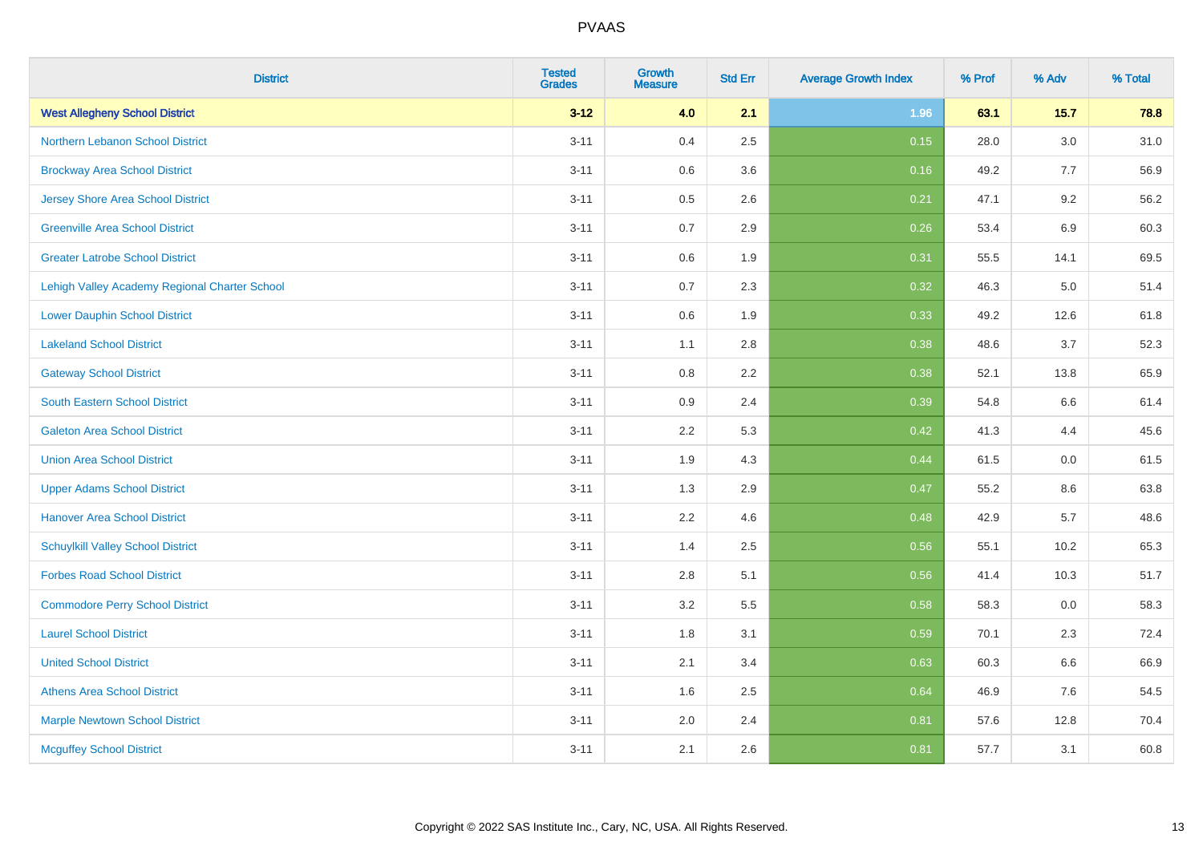| District | Tested Grades | Growth Measure | Std Err | Average Growth Index | % Prof | % Adv | % Total |
|---|---|---|---|---|---|---|---|
| **West Allegheny School District** | **3-12** | **4.0** | **2.1** | **1.96** | **63.1** | **15.7** | **78.8** |
| Northern Lebanon School District | 3-11 | 0.4 | 2.5 | 0.15 | 28.0 | 3.0 | 31.0 |
| Brockway Area School District | 3-11 | 0.6 | 3.6 | 0.16 | 49.2 | 7.7 | 56.9 |
| Jersey Shore Area School District | 3-11 | 0.5 | 2.6 | 0.21 | 47.1 | 9.2 | 56.2 |
| Greenville Area School District | 3-11 | 0.7 | 2.9 | 0.26 | 53.4 | 6.9 | 60.3 |
| Greater Latrobe School District | 3-11 | 0.6 | 1.9 | 0.31 | 55.5 | 14.1 | 69.5 |
| Lehigh Valley Academy Regional Charter School | 3-11 | 0.7 | 2.3 | 0.32 | 46.3 | 5.0 | 51.4 |
| Lower Dauphin School District | 3-11 | 0.6 | 1.9 | 0.33 | 49.2 | 12.6 | 61.8 |
| Lakeland School District | 3-11 | 1.1 | 2.8 | 0.38 | 48.6 | 3.7 | 52.3 |
| Gateway School District | 3-11 | 0.8 | 2.2 | 0.38 | 52.1 | 13.8 | 65.9 |
| South Eastern School District | 3-11 | 0.9 | 2.4 | 0.39 | 54.8 | 6.6 | 61.4 |
| Galeton Area School District | 3-11 | 2.2 | 5.3 | 0.42 | 41.3 | 4.4 | 45.6 |
| Union Area School District | 3-11 | 1.9 | 4.3 | 0.44 | 61.5 | 0.0 | 61.5 |
| Upper Adams School District | 3-11 | 1.3 | 2.9 | 0.47 | 55.2 | 8.6 | 63.8 |
| Hanover Area School District | 3-11 | 2.2 | 4.6 | 0.48 | 42.9 | 5.7 | 48.6 |
| Schuylkill Valley School District | 3-11 | 1.4 | 2.5 | 0.56 | 55.1 | 10.2 | 65.3 |
| Forbes Road School District | 3-11 | 2.8 | 5.1 | 0.56 | 41.4 | 10.3 | 51.7 |
| Commodore Perry School District | 3-11 | 3.2 | 5.5 | 0.58 | 58.3 | 0.0 | 58.3 |
| Laurel School District | 3-11 | 1.8 | 3.1 | 0.59 | 70.1 | 2.3 | 72.4 |
| United School District | 3-11 | 2.1 | 3.4 | 0.63 | 60.3 | 6.6 | 66.9 |
| Athens Area School District | 3-11 | 1.6 | 2.5 | 0.64 | 46.9 | 7.6 | 54.5 |
| Marple Newtown School District | 3-11 | 2.0 | 2.4 | 0.81 | 57.6 | 12.8 | 70.4 |
| Mcguffey School District | 3-11 | 2.1 | 2.6 | 0.81 | 57.7 | 3.1 | 60.8 |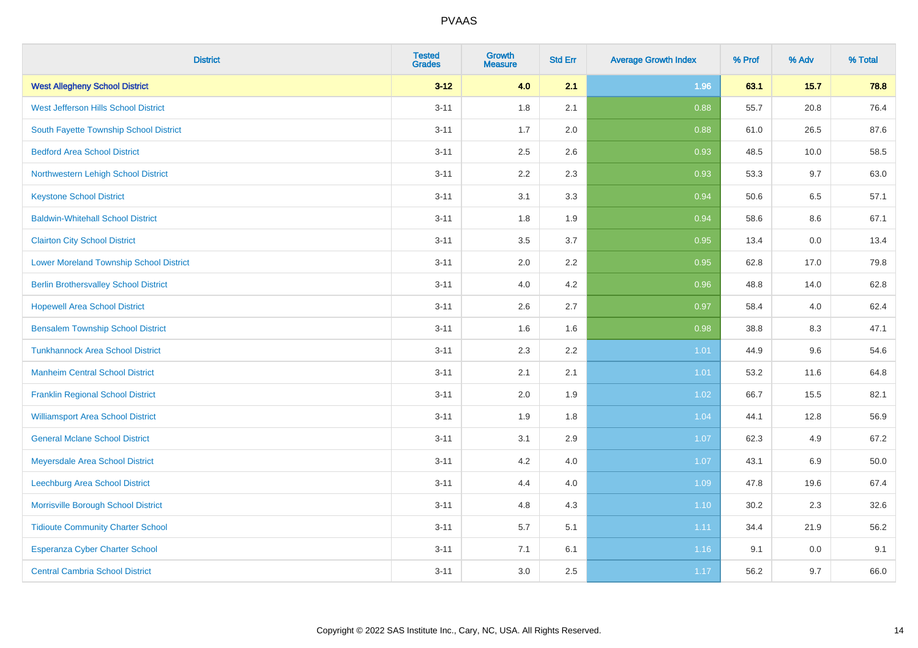# PVAAS

| District | Tested Grades | Growth Measure | Std Err | Average Growth Index | % Prof | % Adv | % Total |
|---|---|---|---|---|---|---|---|
| **West Allegheny School District** | **3-12** | **4.0** | **2.1** | **1.96** | **63.1** | **15.7** | **78.8** |
| West Jefferson Hills School District | 3-11 | 1.8 | 2.1 | 0.88 | 55.7 | 20.8 | 76.4 |
| South Fayette Township School District | 3-11 | 1.7 | 2.0 | 0.88 | 61.0 | 26.5 | 87.6 |
| Bedford Area School District | 3-11 | 2.5 | 2.6 | 0.93 | 48.5 | 10.0 | 58.5 |
| Northwestern Lehigh School District | 3-11 | 2.2 | 2.3 | 0.93 | 53.3 | 9.7 | 63.0 |
| Keystone School District | 3-11 | 3.1 | 3.3 | 0.94 | 50.6 | 6.5 | 57.1 |
| Baldwin-Whitehall School District | 3-11 | 1.8 | 1.9 | 0.94 | 58.6 | 8.6 | 67.1 |
| Clairton City School District | 3-11 | 3.5 | 3.7 | 0.95 | 13.4 | 0.0 | 13.4 |
| Lower Moreland Township School District | 3-11 | 2.0 | 2.2 | 0.95 | 62.8 | 17.0 | 79.8 |
| Berlin Brothersvalley School District | 3-11 | 4.0 | 4.2 | 0.96 | 48.8 | 14.0 | 62.8 |
| Hopewell Area School District | 3-11 | 2.6 | 2.7 | 0.97 | 58.4 | 4.0 | 62.4 |
| Bensalem Township School District | 3-11 | 1.6 | 1.6 | 0.98 | 38.8 | 8.3 | 47.1 |
| Tunkhannock Area School District | 3-11 | 2.3 | 2.2 | 1.01 | 44.9 | 9.6 | 54.6 |
| Manheim Central School District | 3-11 | 2.1 | 2.1 | 1.01 | 53.2 | 11.6 | 64.8 |
| Franklin Regional School District | 3-11 | 2.0 | 1.9 | 1.02 | 66.7 | 15.5 | 82.1 |
| Williamsport Area School District | 3-11 | 1.9 | 1.8 | 1.04 | 44.1 | 12.8 | 56.9 |
| General Mclane School District | 3-11 | 3.1 | 2.9 | 1.07 | 62.3 | 4.9 | 67.2 |
| Meyersdale Area School District | 3-11 | 4.2 | 4.0 | 1.07 | 43.1 | 6.9 | 50.0 |
| Leechburg Area School District | 3-11 | 4.4 | 4.0 | 1.09 | 47.8 | 19.6 | 67.4 |
| Morrisville Borough School District | 3-11 | 4.8 | 4.3 | 1.10 | 30.2 | 2.3 | 32.6 |
| Tidioute Community Charter School | 3-11 | 5.7 | 5.1 | 1.11 | 34.4 | 21.9 | 56.2 |
| Esperanza Cyber Charter School | 3-11 | 7.1 | 6.1 | 1.16 | 9.1 | 0.0 | 9.1 |
| Central Cambria School District | 3-11 | 3.0 | 2.5 | 1.17 | 56.2 | 9.7 | 66.0 |

Copyright © 2022 SAS Institute Inc., Cary, NC, USA. All Rights Reserved.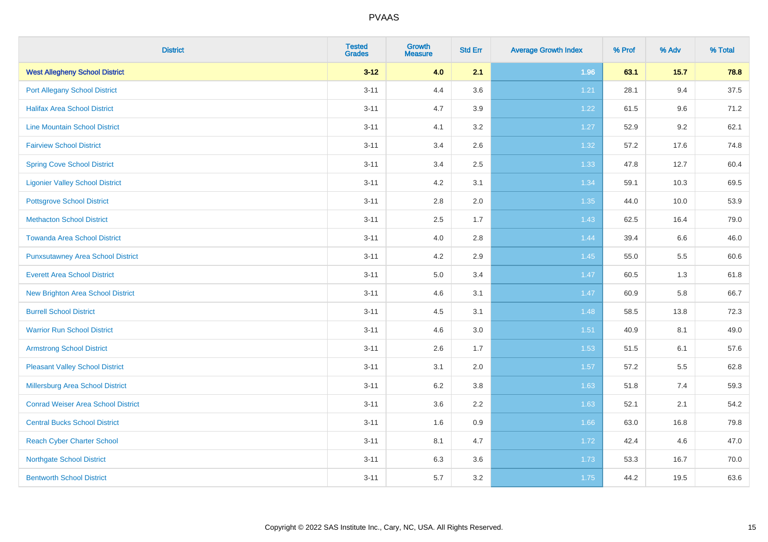| District | Tested Grades | Growth Measure | Std Err | Average Growth Index | % Prof | % Adv | % Total |
|---|---|---|---|---|---|---|---|
| **West Allegheny School District** | **3-12** | **4.0** | **2.1** | **1.96** | **63.1** | **15.7** | **78.8** |
| Port Allegany School District | 3-11 | 4.4 | 3.6 | 1.21 | 28.1 | 9.4 | 37.5 |
| Halifax Area School District | 3-11 | 4.7 | 3.9 | 1.22 | 61.5 | 9.6 | 71.2 |
| Line Mountain School District | 3-11 | 4.1 | 3.2 | 1.27 | 52.9 | 9.2 | 62.1 |
| Fairview School District | 3-11 | 3.4 | 2.6 | 1.32 | 57.2 | 17.6 | 74.8 |
| Spring Cove School District | 3-11 | 3.4 | 2.5 | 1.33 | 47.8 | 12.7 | 60.4 |
| Ligonier Valley School District | 3-11 | 4.2 | 3.1 | 1.34 | 59.1 | 10.3 | 69.5 |
| Pottsgrove School District | 3-11 | 2.8 | 2.0 | 1.35 | 44.0 | 10.0 | 53.9 |
| Methacton School District | 3-11 | 2.5 | 1.7 | 1.43 | 62.5 | 16.4 | 79.0 |
| Towanda Area School District | 3-11 | 4.0 | 2.8 | 1.44 | 39.4 | 6.6 | 46.0 |
| Punxsutawney Area School District | 3-11 | 4.2 | 2.9 | 1.45 | 55.0 | 5.5 | 60.6 |
| Everett Area School District | 3-11 | 5.0 | 3.4 | 1.47 | 60.5 | 1.3 | 61.8 |
| New Brighton Area School District | 3-11 | 4.6 | 3.1 | 1.47 | 60.9 | 5.8 | 66.7 |
| Burrell School District | 3-11 | 4.5 | 3.1 | 1.48 | 58.5 | 13.8 | 72.3 |
| Warrior Run School District | 3-11 | 4.6 | 3.0 | 1.51 | 40.9 | 8.1 | 49.0 |
| Armstrong School District | 3-11 | 2.6 | 1.7 | 1.53 | 51.5 | 6.1 | 57.6 |
| Pleasant Valley School District | 3-11 | 3.1 | 2.0 | 1.57 | 57.2 | 5.5 | 62.8 |
| Millersburg Area School District | 3-11 | 6.2 | 3.8 | 1.63 | 51.8 | 7.4 | 59.3 |
| Conrad Weiser Area School District | 3-11 | 3.6 | 2.2 | 1.63 | 52.1 | 2.1 | 54.2 |
| Central Bucks School District | 3-11 | 1.6 | 0.9 | 1.66 | 63.0 | 16.8 | 79.8 |
| Reach Cyber Charter School | 3-11 | 8.1 | 4.7 | 1.72 | 42.4 | 4.6 | 47.0 |
| Northgate School District | 3-11 | 6.3 | 3.6 | 1.73 | 53.3 | 16.7 | 70.0 |
| Bentworth School District | 3-11 | 5.7 | 3.2 | 1.75 | 44.2 | 19.5 | 63.6 |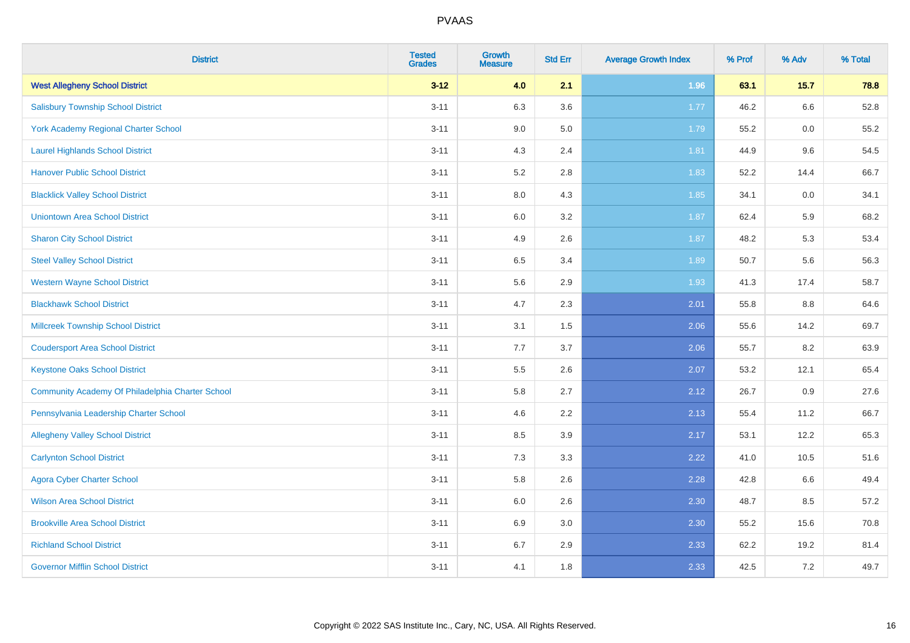| District | Tested Grades | Growth Measure | Std Err | Average Growth Index | % Prof | % Adv | % Total |
|---|---|---|---|---|---|---|---|
| **West Allegheny School District** | **3-12** | **4.0** | **2.1** | **1.96** | **63.1** | **15.7** | **78.8** |
| Salisbury Township School District | 3-11 | 6.3 | 3.6 | 1.77 | 46.2 | 6.6 | 52.8 |
| York Academy Regional Charter School | 3-11 | 9.0 | 5.0 | 1.79 | 55.2 | 0.0 | 55.2 |
| Laurel Highlands School District | 3-11 | 4.3 | 2.4 | 1.81 | 44.9 | 9.6 | 54.5 |
| Hanover Public School District | 3-11 | 5.2 | 2.8 | 1.83 | 52.2 | 14.4 | 66.7 |
| Blacklick Valley School District | 3-11 | 8.0 | 4.3 | 1.85 | 34.1 | 0.0 | 34.1 |
| Uniontown Area School District | 3-11 | 6.0 | 3.2 | 1.87 | 62.4 | 5.9 | 68.2 |
| Sharon City School District | 3-11 | 4.9 | 2.6 | 1.87 | 48.2 | 5.3 | 53.4 |
| Steel Valley School District | 3-11 | 6.5 | 3.4 | 1.89 | 50.7 | 5.6 | 56.3 |
| Western Wayne School District | 3-11 | 5.6 | 2.9 | 1.93 | 41.3 | 17.4 | 58.7 |
| Blackhawk School District | 3-11 | 4.7 | 2.3 | 2.01 | 55.8 | 8.8 | 64.6 |
| Millcreek Township School District | 3-11 | 3.1 | 1.5 | 2.06 | 55.6 | 14.2 | 69.7 |
| Coudersport Area School District | 3-11 | 7.7 | 3.7 | 2.06 | 55.7 | 8.2 | 63.9 |
| Keystone Oaks School District | 3-11 | 5.5 | 2.6 | 2.07 | 53.2 | 12.1 | 65.4 |
| Community Academy Of Philadelphia Charter School | 3-11 | 5.8 | 2.7 | 2.12 | 26.7 | 0.9 | 27.6 |
| Pennsylvania Leadership Charter School | 3-11 | 4.6 | 2.2 | 2.13 | 55.4 | 11.2 | 66.7 |
| Allegheny Valley School District | 3-11 | 8.5 | 3.9 | 2.17 | 53.1 | 12.2 | 65.3 |
| Carlynton School District | 3-11 | 7.3 | 3.3 | 2.22 | 41.0 | 10.5 | 51.6 |
| Agora Cyber Charter School | 3-11 | 5.8 | 2.6 | 2.28 | 42.8 | 6.6 | 49.4 |
| Wilson Area School District | 3-11 | 6.0 | 2.6 | 2.30 | 48.7 | 8.5 | 57.2 |
| Brookville Area School District | 3-11 | 6.9 | 3.0 | 2.30 | 55.2 | 15.6 | 70.8 |
| Richland School District | 3-11 | 6.7 | 2.9 | 2.33 | 62.2 | 19.2 | 81.4 |
| Governor Mifflin School District | 3-11 | 4.1 | 1.8 | 2.33 | 42.5 | 7.2 | 49.7 |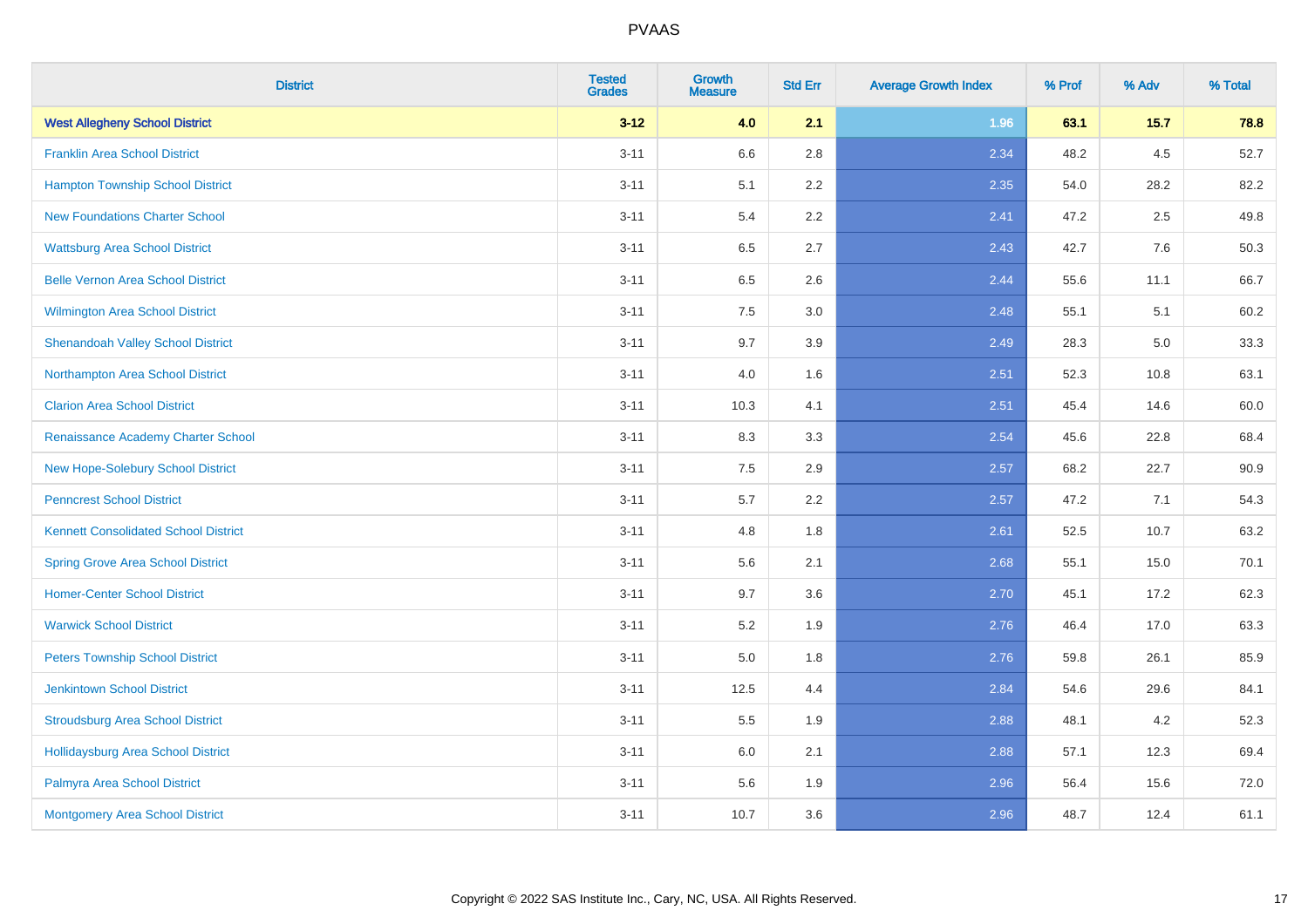# PVAAS

| District | Tested Grades | Growth Measure | Std Err | Average Growth Index | % Prof | % Adv | % Total |
|---|---|---|---|---|---|---|---|
| **West Allegheny School District** | **3-12** | **4.0** | **2.1** | **1.96** | **63.1** | **15.7** | **78.8** |
| Franklin Area School District | 3-11 | 6.6 | 2.8 | 2.34 | 48.2 | 4.5 | 52.7 |
| Hampton Township School District | 3-11 | 5.1 | 2.2 | 2.35 | 54.0 | 28.2 | 82.2 |
| New Foundations Charter School | 3-11 | 5.4 | 2.2 | 2.41 | 47.2 | 2.5 | 49.8 |
| Wattsburg Area School District | 3-11 | 6.5 | 2.7 | 2.43 | 42.7 | 7.6 | 50.3 |
| Belle Vernon Area School District | 3-11 | 6.5 | 2.6 | 2.44 | 55.6 | 11.1 | 66.7 |
| Wilmington Area School District | 3-11 | 7.5 | 3.0 | 2.48 | 55.1 | 5.1 | 60.2 |
| Shenandoah Valley School District | 3-11 | 9.7 | 3.9 | 2.49 | 28.3 | 5.0 | 33.3 |
| Northampton Area School District | 3-11 | 4.0 | 1.6 | 2.51 | 52.3 | 10.8 | 63.1 |
| Clarion Area School District | 3-11 | 10.3 | 4.1 | 2.51 | 45.4 | 14.6 | 60.0 |
| Renaissance Academy Charter School | 3-11 | 8.3 | 3.3 | 2.54 | 45.6 | 22.8 | 68.4 |
| New Hope-Solebury School District | 3-11 | 7.5 | 2.9 | 2.57 | 68.2 | 22.7 | 90.9 |
| Penncrest School District | 3-11 | 5.7 | 2.2 | 2.57 | 47.2 | 7.1 | 54.3 |
| Kennett Consolidated School District | 3-11 | 4.8 | 1.8 | 2.61 | 52.5 | 10.7 | 63.2 |
| Spring Grove Area School District | 3-11 | 5.6 | 2.1 | 2.68 | 55.1 | 15.0 | 70.1 |
| Homer-Center School District | 3-11 | 9.7 | 3.6 | 2.70 | 45.1 | 17.2 | 62.3 |
| Warwick School District | 3-11 | 5.2 | 1.9 | 2.76 | 46.4 | 17.0 | 63.3 |
| Peters Township School District | 3-11 | 5.0 | 1.8 | 2.76 | 59.8 | 26.1 | 85.9 |
| Jenkintown School District | 3-11 | 12.5 | 4.4 | 2.84 | 54.6 | 29.6 | 84.1 |
| Stroudsburg Area School District | 3-11 | 5.5 | 1.9 | 2.88 | 48.1 | 4.2 | 52.3 |
| Hollidaysburg Area School District | 3-11 | 6.0 | 2.1 | 2.88 | 57.1 | 12.3 | 69.4 |
| Palmyra Area School District | 3-11 | 5.6 | 1.9 | 2.96 | 56.4 | 15.6 | 72.0 |
| Montgomery Area School District | 3-11 | 10.7 | 3.6 | 2.96 | 48.7 | 12.4 | 61.1 |

Copyright © 2022 SAS Institute Inc., Cary, NC, USA. All Rights Reserved.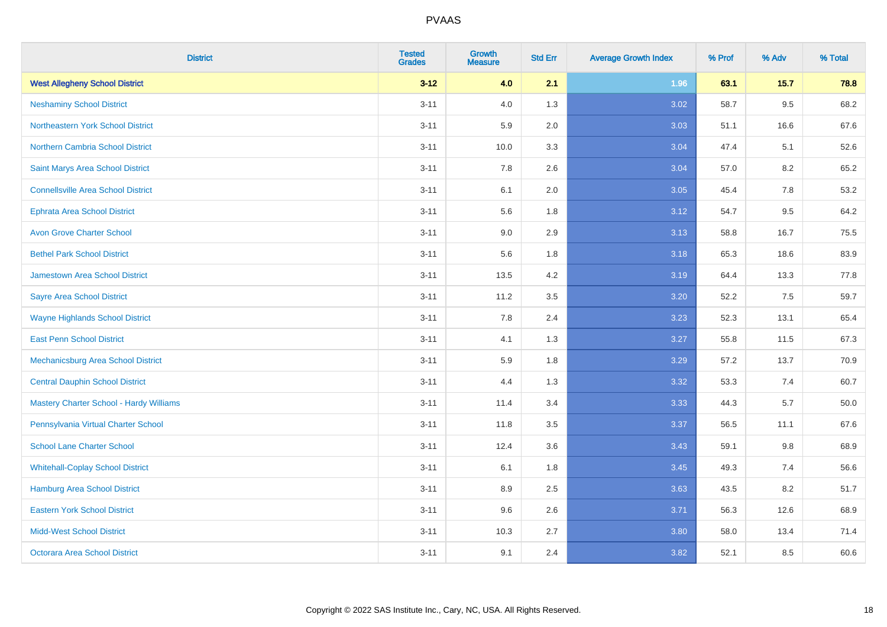# PVAAS

| District | Tested Grades | Growth Measure | Std Err | Average Growth Index | % Prof | % Adv | % Total |
|---|---|---|---|---|---|---|---|
| **West Allegheny School District** | **3-12** | **4.0** | **2.1** | **1.96** | **63.1** | **15.7** | **78.8** |
| Neshaminy School District | 3-11 | 4.0 | 1.3 | 3.02 | 58.7 | 9.5 | 68.2 |
| Northeastern York School District | 3-11 | 5.9 | 2.0 | 3.03 | 51.1 | 16.6 | 67.6 |
| Northern Cambria School District | 3-11 | 10.0 | 3.3 | 3.04 | 47.4 | 5.1 | 52.6 |
| Saint Marys Area School District | 3-11 | 7.8 | 2.6 | 3.04 | 57.0 | 8.2 | 65.2 |
| Connellsville Area School District | 3-11 | 6.1 | 2.0 | 3.05 | 45.4 | 7.8 | 53.2 |
| Ephrata Area School District | 3-11 | 5.6 | 1.8 | 3.12 | 54.7 | 9.5 | 64.2 |
| Avon Grove Charter School | 3-11 | 9.0 | 2.9 | 3.13 | 58.8 | 16.7 | 75.5 |
| Bethel Park School District | 3-11 | 5.6 | 1.8 | 3.18 | 65.3 | 18.6 | 83.9 |
| Jamestown Area School District | 3-11 | 13.5 | 4.2 | 3.19 | 64.4 | 13.3 | 77.8 |
| Sayre Area School District | 3-11 | 11.2 | 3.5 | 3.20 | 52.2 | 7.5 | 59.7 |
| Wayne Highlands School District | 3-11 | 7.8 | 2.4 | 3.23 | 52.3 | 13.1 | 65.4 |
| East Penn School District | 3-11 | 4.1 | 1.3 | 3.27 | 55.8 | 11.5 | 67.3 |
| Mechanicsburg Area School District | 3-11 | 5.9 | 1.8 | 3.29 | 57.2 | 13.7 | 70.9 |
| Central Dauphin School District | 3-11 | 4.4 | 1.3 | 3.32 | 53.3 | 7.4 | 60.7 |
| Mastery Charter School - Hardy Williams | 3-11 | 11.4 | 3.4 | 3.33 | 44.3 | 5.7 | 50.0 |
| Pennsylvania Virtual Charter School | 3-11 | 11.8 | 3.5 | 3.37 | 56.5 | 11.1 | 67.6 |
| School Lane Charter School | 3-11 | 12.4 | 3.6 | 3.43 | 59.1 | 9.8 | 68.9 |
| Whitehall-Coplay School District | 3-11 | 6.1 | 1.8 | 3.45 | 49.3 | 7.4 | 56.6 |
| Hamburg Area School District | 3-11 | 8.9 | 2.5 | 3.63 | 43.5 | 8.2 | 51.7 |
| Eastern York School District | 3-11 | 9.6 | 2.6 | 3.71 | 56.3 | 12.6 | 68.9 |
| Midd-West School District | 3-11 | 10.3 | 2.7 | 3.80 | 58.0 | 13.4 | 71.4 |
| Octorara Area School District | 3-11 | 9.1 | 2.4 | 3.82 | 52.1 | 8.5 | 60.6 |

Copyright © 2022 SAS Institute Inc., Cary, NC, USA. All Rights Reserved.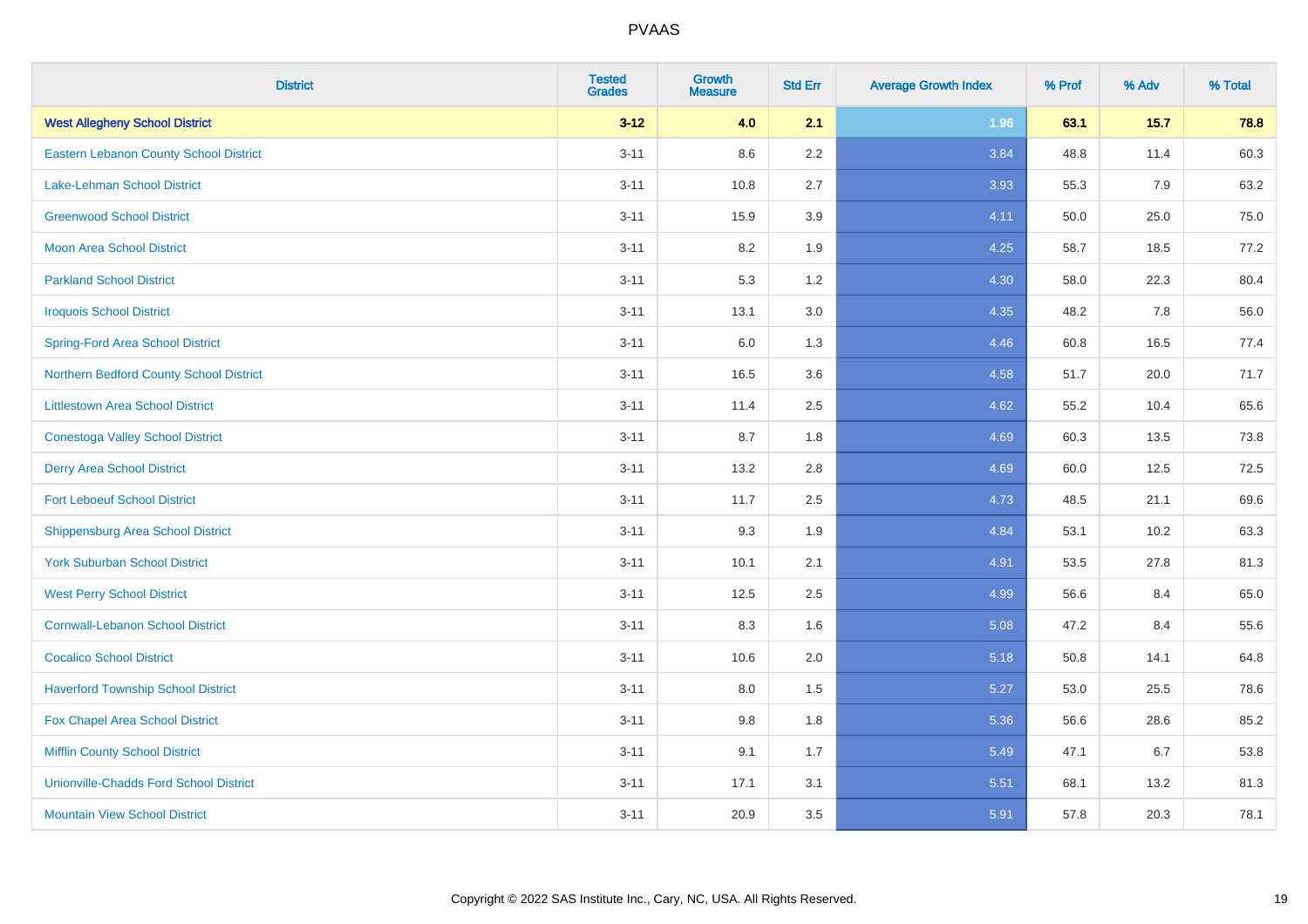# PVAAS

| District | Tested Grades | Growth Measure | Std Err | Average Growth Index | % Prof | % Adv | % Total |
|---|---|---|---|---|---|---|---|
| **West Allegheny School District** | **3-12** | **4.0** | **2.1** | **1.96** | **63.1** | **15.7** | **78.8** |
| Eastern Lebanon County School District | 3-11 | 8.6 | 2.2 | 3.84 | 48.8 | 11.4 | 60.3 |
| Lake-Lehman School District | 3-11 | 10.8 | 2.7 | 3.93 | 55.3 | 7.9 | 63.2 |
| Greenwood School District | 3-11 | 15.9 | 3.9 | 4.11 | 50.0 | 25.0 | 75.0 |
| Moon Area School District | 3-11 | 8.2 | 1.9 | 4.25 | 58.7 | 18.5 | 77.2 |
| Parkland School District | 3-11 | 5.3 | 1.2 | 4.30 | 58.0 | 22.3 | 80.4 |
| Iroquois School District | 3-11 | 13.1 | 3.0 | 4.35 | 48.2 | 7.8 | 56.0 |
| Spring-Ford Area School District | 3-11 | 6.0 | 1.3 | 4.46 | 60.8 | 16.5 | 77.4 |
| Northern Bedford County School District | 3-11 | 16.5 | 3.6 | 4.58 | 51.7 | 20.0 | 71.7 |
| Littlestown Area School District | 3-11 | 11.4 | 2.5 | 4.62 | 55.2 | 10.4 | 65.6 |
| Conestoga Valley School District | 3-11 | 8.7 | 1.8 | 4.69 | 60.3 | 13.5 | 73.8 |
| Derry Area School District | 3-11 | 13.2 | 2.8 | 4.69 | 60.0 | 12.5 | 72.5 |
| Fort Leboeuf School District | 3-11 | 11.7 | 2.5 | 4.73 | 48.5 | 21.1 | 69.6 |
| Shippensburg Area School District | 3-11 | 9.3 | 1.9 | 4.84 | 53.1 | 10.2 | 63.3 |
| York Suburban School District | 3-11 | 10.1 | 2.1 | 4.91 | 53.5 | 27.8 | 81.3 |
| West Perry School District | 3-11 | 12.5 | 2.5 | 4.99 | 56.6 | 8.4 | 65.0 |
| Cornwall-Lebanon School District | 3-11 | 8.3 | 1.6 | 5.08 | 47.2 | 8.4 | 55.6 |
| Cocalico School District | 3-11 | 10.6 | 2.0 | 5.18 | 50.8 | 14.1 | 64.8 |
| Haverford Township School District | 3-11 | 8.0 | 1.5 | 5.27 | 53.0 | 25.5 | 78.6 |
| Fox Chapel Area School District | 3-11 | 9.8 | 1.8 | 5.36 | 56.6 | 28.6 | 85.2 |
| Mifflin County School District | 3-11 | 9.1 | 1.7 | 5.49 | 47.1 | 6.7 | 53.8 |
| Unionville-Chadds Ford School District | 3-11 | 17.1 | 3.1 | 5.51 | 68.1 | 13.2 | 81.3 |
| Mountain View School District | 3-11 | 20.9 | 3.5 | 5.91 | 57.8 | 20.3 | 78.1 |

Copyright © 2022 SAS Institute Inc., Cary, NC, USA. All Rights Reserved.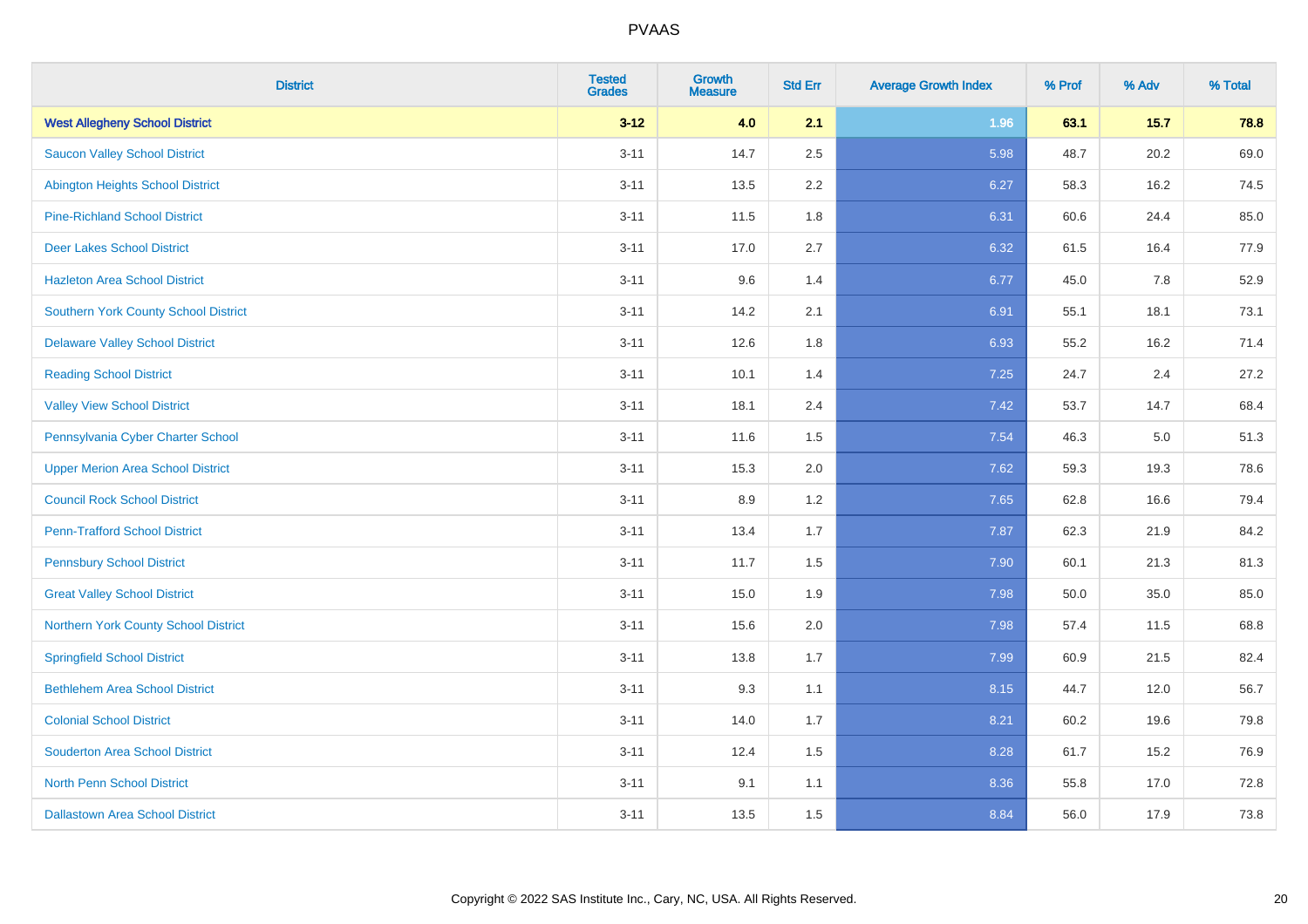| District | Tested Grades | Growth Measure | Std Err | Average Growth Index | % Prof | % Adv | % Total |
|---|---|---|---|---|---|---|---|
| **West Allegheny School District** | **3-12** | **4.0** | **2.1** | **1.96** | **63.1** | **15.7** | **78.8** |
| Saucon Valley School District | 3-11 | 14.7 | 2.5 | 5.98 | 48.7 | 20.2 | 69.0 |
| Abington Heights School District | 3-11 | 13.5 | 2.2 | 6.27 | 58.3 | 16.2 | 74.5 |
| Pine-Richland School District | 3-11 | 11.5 | 1.8 | 6.31 | 60.6 | 24.4 | 85.0 |
| Deer Lakes School District | 3-11 | 17.0 | 2.7 | 6.32 | 61.5 | 16.4 | 77.9 |
| Hazleton Area School District | 3-11 | 9.6 | 1.4 | 6.77 | 45.0 | 7.8 | 52.9 |
| Southern York County School District | 3-11 | 14.2 | 2.1 | 6.91 | 55.1 | 18.1 | 73.1 |
| Delaware Valley School District | 3-11 | 12.6 | 1.8 | 6.93 | 55.2 | 16.2 | 71.4 |
| Reading School District | 3-11 | 10.1 | 1.4 | 7.25 | 24.7 | 2.4 | 27.2 |
| Valley View School District | 3-11 | 18.1 | 2.4 | 7.42 | 53.7 | 14.7 | 68.4 |
| Pennsylvania Cyber Charter School | 3-11 | 11.6 | 1.5 | 7.54 | 46.3 | 5.0 | 51.3 |
| Upper Merion Area School District | 3-11 | 15.3 | 2.0 | 7.62 | 59.3 | 19.3 | 78.6 |
| Council Rock School District | 3-11 | 8.9 | 1.2 | 7.65 | 62.8 | 16.6 | 79.4 |
| Penn-Trafford School District | 3-11 | 13.4 | 1.7 | 7.87 | 62.3 | 21.9 | 84.2 |
| Pennsbury School District | 3-11 | 11.7 | 1.5 | 7.90 | 60.1 | 21.3 | 81.3 |
| Great Valley School District | 3-11 | 15.0 | 1.9 | 7.98 | 50.0 | 35.0 | 85.0 |
| Northern York County School District | 3-11 | 15.6 | 2.0 | 7.98 | 57.4 | 11.5 | 68.8 |
| Springfield School District | 3-11 | 13.8 | 1.7 | 7.99 | 60.9 | 21.5 | 82.4 |
| Bethlehem Area School District | 3-11 | 9.3 | 1.1 | 8.15 | 44.7 | 12.0 | 56.7 |
| Colonial School District | 3-11 | 14.0 | 1.7 | 8.21 | 60.2 | 19.6 | 79.8 |
| Souderton Area School District | 3-11 | 12.4 | 1.5 | 8.28 | 61.7 | 15.2 | 76.9 |
| North Penn School District | 3-11 | 9.1 | 1.1 | 8.36 | 55.8 | 17.0 | 72.8 |
| Dallastown Area School District | 3-11 | 13.5 | 1.5 | 8.84 | 56.0 | 17.9 | 73.8 |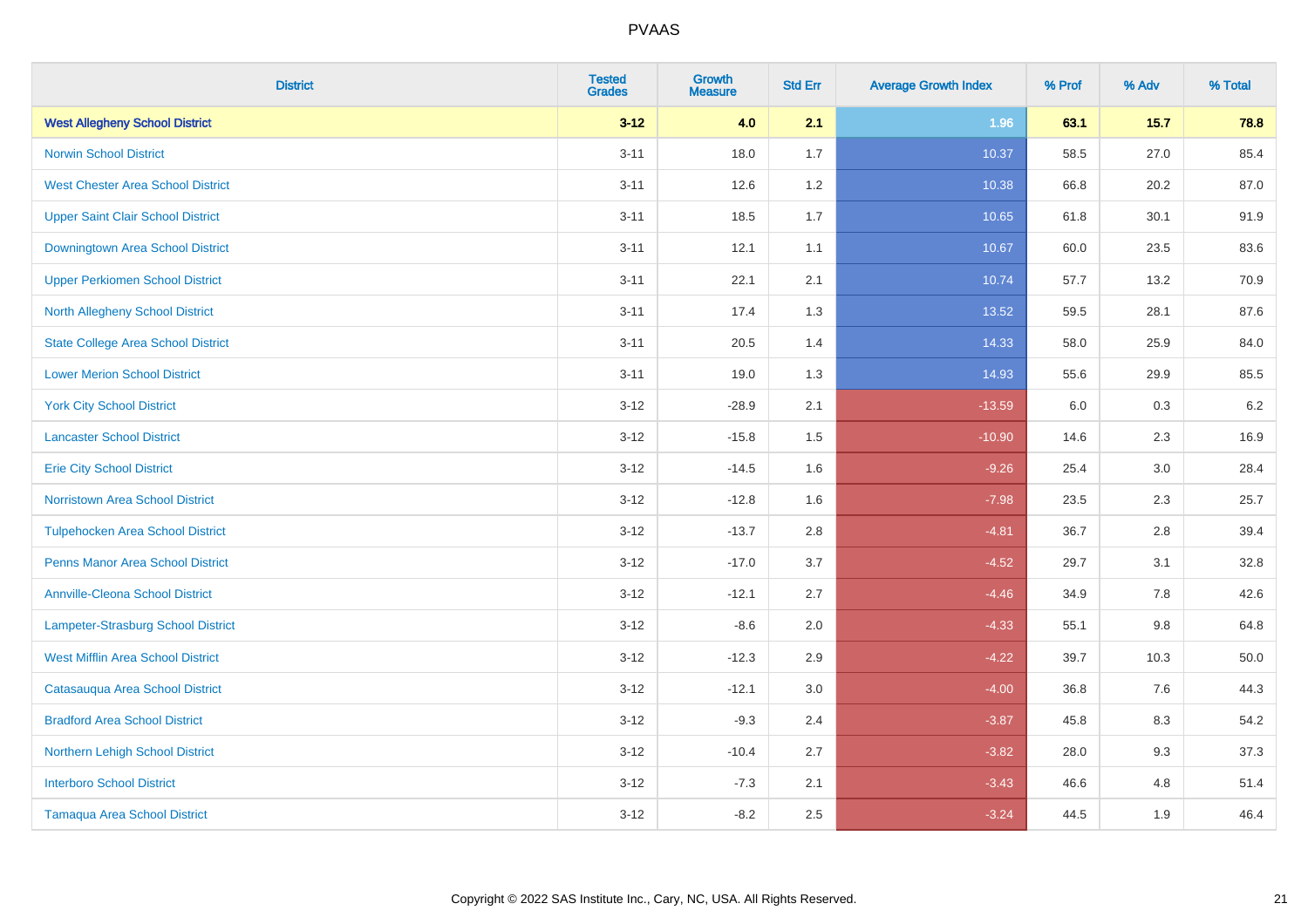# PVAAS

| District | Tested Grades | Growth Measure | Std Err | Average Growth Index | % Prof | % Adv | % Total |
|---|---|---|---|---|---|---|---|
| **West Allegheny School District** | **3-12** | **4.0** | **2.1** | **1.96** | **63.1** | **15.7** | **78.8** |
| Norwin School District | 3-11 | 18.0 | 1.7 | 10.37 | 58.5 | 27.0 | 85.4 |
| West Chester Area School District | 3-11 | 12.6 | 1.2 | 10.38 | 66.8 | 20.2 | 87.0 |
| Upper Saint Clair School District | 3-11 | 18.5 | 1.7 | 10.65 | 61.8 | 30.1 | 91.9 |
| Downingtown Area School District | 3-11 | 12.1 | 1.1 | 10.67 | 60.0 | 23.5 | 83.6 |
| Upper Perkiomen School District | 3-11 | 22.1 | 2.1 | 10.74 | 57.7 | 13.2 | 70.9 |
| North Allegheny School District | 3-11 | 17.4 | 1.3 | 13.52 | 59.5 | 28.1 | 87.6 |
| State College Area School District | 3-11 | 20.5 | 1.4 | 14.33 | 58.0 | 25.9 | 84.0 |
| Lower Merion School District | 3-11 | 19.0 | 1.3 | 14.93 | 55.6 | 29.9 | 85.5 |
| York City School District | 3-12 | -28.9 | 2.1 | -13.59 | 6.0 | 0.3 | 6.2 |
| Lancaster School District | 3-12 | -15.8 | 1.5 | -10.90 | 14.6 | 2.3 | 16.9 |
| Erie City School District | 3-12 | -14.5 | 1.6 | -9.26 | 25.4 | 3.0 | 28.4 |
| Norristown Area School District | 3-12 | -12.8 | 1.6 | -7.98 | 23.5 | 2.3 | 25.7 |
| Tulpehocken Area School District | 3-12 | -13.7 | 2.8 | -4.81 | 36.7 | 2.8 | 39.4 |
| Penns Manor Area School District | 3-12 | -17.0 | 3.7 | -4.52 | 29.7 | 3.1 | 32.8 |
| Annville-Cleona School District | 3-12 | -12.1 | 2.7 | -4.46 | 34.9 | 7.8 | 42.6 |
| Lampeter-Strasburg School District | 3-12 | -8.6 | 2.0 | -4.33 | 55.1 | 9.8 | 64.8 |
| West Mifflin Area School District | 3-12 | -12.3 | 2.9 | -4.22 | 39.7 | 10.3 | 50.0 |
| Catasauqua Area School District | 3-12 | -12.1 | 3.0 | -4.00 | 36.8 | 7.6 | 44.3 |
| Bradford Area School District | 3-12 | -9.3 | 2.4 | -3.87 | 45.8 | 8.3 | 54.2 |
| Northern Lehigh School District | 3-12 | -10.4 | 2.7 | -3.82 | 28.0 | 9.3 | 37.3 |
| Interboro School District | 3-12 | -7.3 | 2.1 | -3.43 | 46.6 | 4.8 | 51.4 |
| Tamaqua Area School District | 3-12 | -8.2 | 2.5 | -3.24 | 44.5 | 1.9 | 46.4 |

Copyright © 2022 SAS Institute Inc., Cary, NC, USA. All Rights Reserved.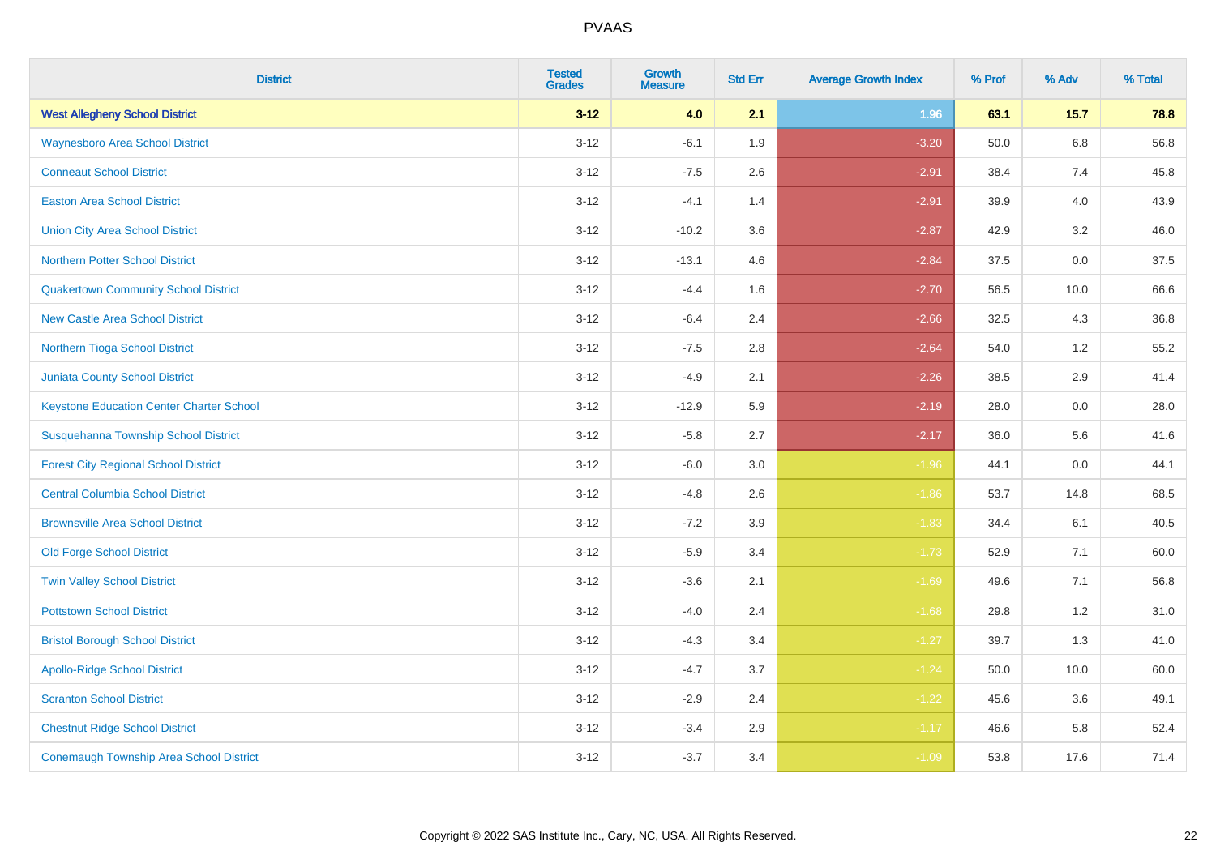# PVAAS

| District | Tested Grades | Growth Measure | Std Err | Average Growth Index | % Prof | % Adv | % Total |
|---|---|---|---|---|---|---|---|
| **West Allegheny School District** | **3-12** | **4.0** | **2.1** | **1.96** | **63.1** | **15.7** | **78.8** |
| Waynesboro Area School District | 3-12 | -6.1 | 1.9 | -3.20 | 50.0 | 6.8 | 56.8 |
| Conneaut School District | 3-12 | -7.5 | 2.6 | -2.91 | 38.4 | 7.4 | 45.8 |
| Easton Area School District | 3-12 | -4.1 | 1.4 | -2.91 | 39.9 | 4.0 | 43.9 |
| Union City Area School District | 3-12 | -10.2 | 3.6 | -2.87 | 42.9 | 3.2 | 46.0 |
| Northern Potter School District | 3-12 | -13.1 | 4.6 | -2.84 | 37.5 | 0.0 | 37.5 |
| Quakertown Community School District | 3-12 | -4.4 | 1.6 | -2.70 | 56.5 | 10.0 | 66.6 |
| New Castle Area School District | 3-12 | -6.4 | 2.4 | -2.66 | 32.5 | 4.3 | 36.8 |
| Northern Tioga School District | 3-12 | -7.5 | 2.8 | -2.64 | 54.0 | 1.2 | 55.2 |
| Juniata County School District | 3-12 | -4.9 | 2.1 | -2.26 | 38.5 | 2.9 | 41.4 |
| Keystone Education Center Charter School | 3-12 | -12.9 | 5.9 | -2.19 | 28.0 | 0.0 | 28.0 |
| Susquehanna Township School District | 3-12 | -5.8 | 2.7 | -2.17 | 36.0 | 5.6 | 41.6 |
| Forest City Regional School District | 3-12 | -6.0 | 3.0 | -1.96 | 44.1 | 0.0 | 44.1 |
| Central Columbia School District | 3-12 | -4.8 | 2.6 | -1.86 | 53.7 | 14.8 | 68.5 |
| Brownsville Area School District | 3-12 | -7.2 | 3.9 | -1.83 | 34.4 | 6.1 | 40.5 |
| Old Forge School District | 3-12 | -5.9 | 3.4 | -1.73 | 52.9 | 7.1 | 60.0 |
| Twin Valley School District | 3-12 | -3.6 | 2.1 | -1.69 | 49.6 | 7.1 | 56.8 |
| Pottstown School District | 3-12 | -4.0 | 2.4 | -1.68 | 29.8 | 1.2 | 31.0 |
| Bristol Borough School District | 3-12 | -4.3 | 3.4 | -1.27 | 39.7 | 1.3 | 41.0 |
| Apollo-Ridge School District | 3-12 | -4.7 | 3.7 | -1.24 | 50.0 | 10.0 | 60.0 |
| Scranton School District | 3-12 | -2.9 | 2.4 | -1.22 | 45.6 | 3.6 | 49.1 |
| Chestnut Ridge School District | 3-12 | -3.4 | 2.9 | -1.17 | 46.6 | 5.8 | 52.4 |
| Conemaugh Township Area School District | 3-12 | -3.7 | 3.4 | -1.09 | 53.8 | 17.6 | 71.4 |

Copyright © 2022 SAS Institute Inc., Cary, NC, USA. All Rights Reserved.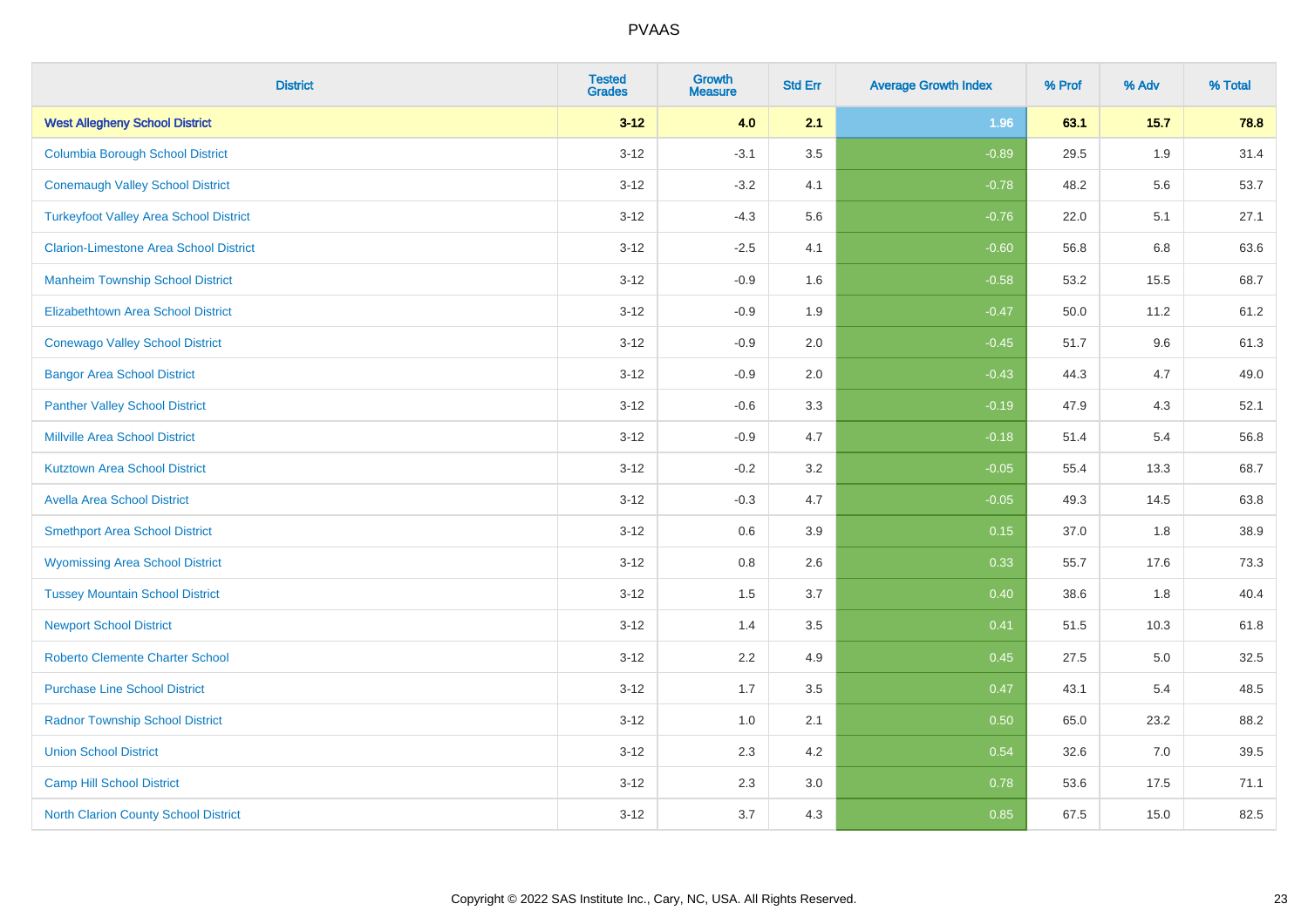| District | Tested Grades | Growth Measure | Std Err | Average Growth Index | % Prof | % Adv | % Total |
|---|---|---|---|---|---|---|---|
| **West Allegheny School District** | **3-12** | **4.0** | **2.1** | **1.96** | **63.1** | **15.7** | **78.8** |
| Columbia Borough School District | 3-12 | -3.1 | 3.5 | -0.89 | 29.5 | 1.9 | 31.4 |
| Conemaugh Valley School District | 3-12 | -3.2 | 4.1 | -0.78 | 48.2 | 5.6 | 53.7 |
| Turkeyfoot Valley Area School District | 3-12 | -4.3 | 5.6 | -0.76 | 22.0 | 5.1 | 27.1 |
| Clarion-Limestone Area School District | 3-12 | -2.5 | 4.1 | -0.60 | 56.8 | 6.8 | 63.6 |
| Manheim Township School District | 3-12 | -0.9 | 1.6 | -0.58 | 53.2 | 15.5 | 68.7 |
| Elizabethtown Area School District | 3-12 | -0.9 | 1.9 | -0.47 | 50.0 | 11.2 | 61.2 |
| Conewago Valley School District | 3-12 | -0.9 | 2.0 | -0.45 | 51.7 | 9.6 | 61.3 |
| Bangor Area School District | 3-12 | -0.9 | 2.0 | -0.43 | 44.3 | 4.7 | 49.0 |
| Panther Valley School District | 3-12 | -0.6 | 3.3 | -0.19 | 47.9 | 4.3 | 52.1 |
| Millville Area School District | 3-12 | -0.9 | 4.7 | -0.18 | 51.4 | 5.4 | 56.8 |
| Kutztown Area School District | 3-12 | -0.2 | 3.2 | -0.05 | 55.4 | 13.3 | 68.7 |
| Avella Area School District | 3-12 | -0.3 | 4.7 | -0.05 | 49.3 | 14.5 | 63.8 |
| Smethport Area School District | 3-12 | 0.6 | 3.9 | 0.15 | 37.0 | 1.8 | 38.9 |
| Wyomissing Area School District | 3-12 | 0.8 | 2.6 | 0.33 | 55.7 | 17.6 | 73.3 |
| Tussey Mountain School District | 3-12 | 1.5 | 3.7 | 0.40 | 38.6 | 1.8 | 40.4 |
| Newport School District | 3-12 | 1.4 | 3.5 | 0.41 | 51.5 | 10.3 | 61.8 |
| Roberto Clemente Charter School | 3-12 | 2.2 | 4.9 | 0.45 | 27.5 | 5.0 | 32.5 |
| Purchase Line School District | 3-12 | 1.7 | 3.5 | 0.47 | 43.1 | 5.4 | 48.5 |
| Radnor Township School District | 3-12 | 1.0 | 2.1 | 0.50 | 65.0 | 23.2 | 88.2 |
| Union School District | 3-12 | 2.3 | 4.2 | 0.54 | 32.6 | 7.0 | 39.5 |
| Camp Hill School District | 3-12 | 2.3 | 3.0 | 0.78 | 53.6 | 17.5 | 71.1 |
| North Clarion County School District | 3-12 | 3.7 | 4.3 | 0.85 | 67.5 | 15.0 | 82.5 |

Copyright © 2022 SAS Institute Inc., Cary, NC, USA. All Rights Reserved.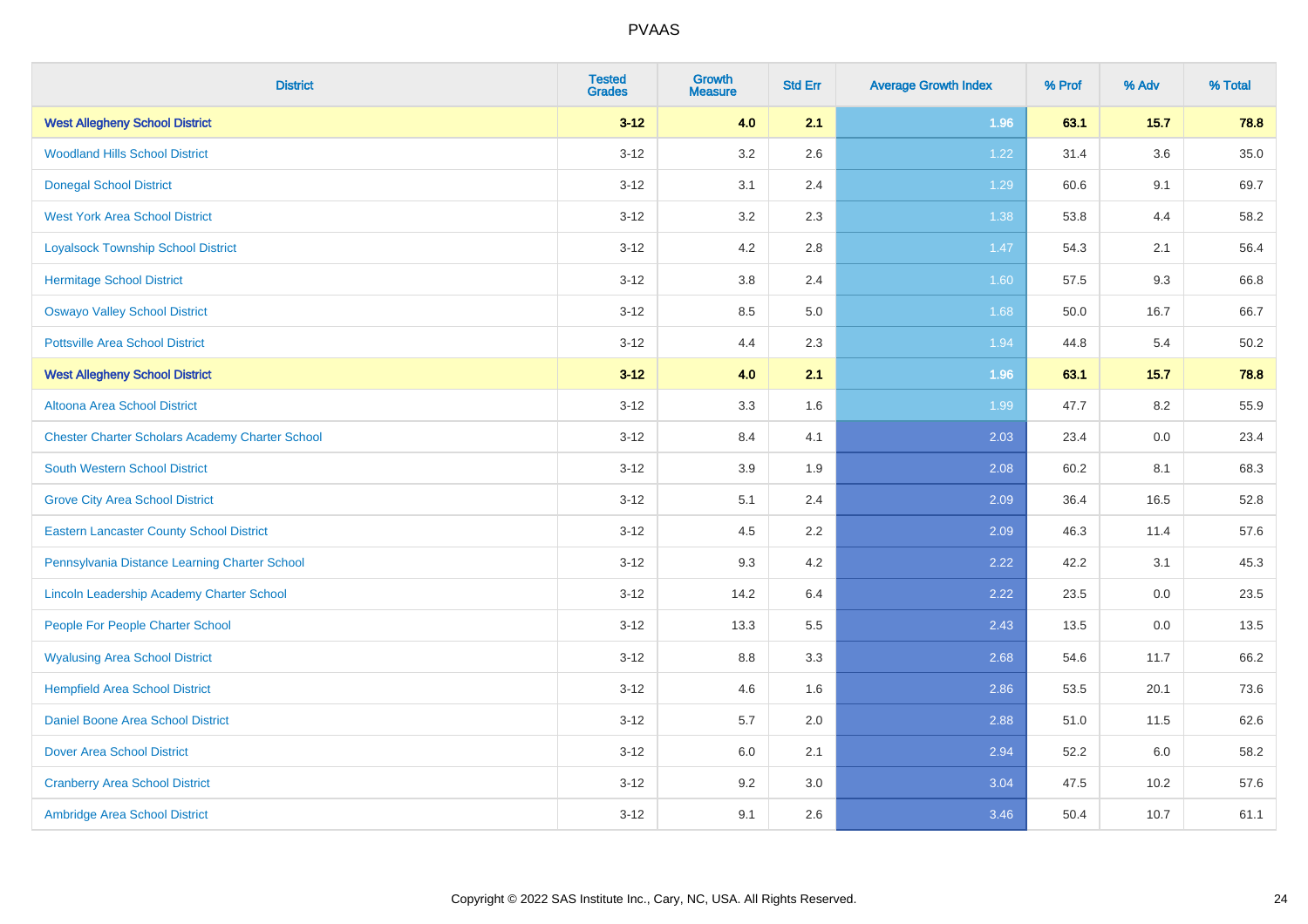| District | Tested Grades | Growth Measure | Std Err | Average Growth Index | % Prof | % Adv | % Total |
|---|---|---|---|---|---|---|---|
| **West Allegheny School District** | **3-12** | **4.0** | **2.1** | **1.96** | **63.1** | **15.7** | **78.8** |
| Woodland Hills School District | 3-12 | 3.2 | 2.6 | 1.22 | 31.4 | 3.6 | 35.0 |
| Donegal School District | 3-12 | 3.1 | 2.4 | 1.29 | 60.6 | 9.1 | 69.7 |
| West York Area School District | 3-12 | 3.2 | 2.3 | 1.38 | 53.8 | 4.4 | 58.2 |
| Loyalsock Township School District | 3-12 | 4.2 | 2.8 | 1.47 | 54.3 | 2.1 | 56.4 |
| Hermitage School District | 3-12 | 3.8 | 2.4 | 1.60 | 57.5 | 9.3 | 66.8 |
| Oswayo Valley School District | 3-12 | 8.5 | 5.0 | 1.68 | 50.0 | 16.7 | 66.7 |
| Pottsville Area School District | 3-12 | 4.4 | 2.3 | 1.94 | 44.8 | 5.4 | 50.2 |
| **West Allegheny School District** | **3-12** | **4.0** | **2.1** | **1.96** | **63.1** | **15.7** | **78.8** |
| Altoona Area School District | 3-12 | 3.3 | 1.6 | 1.99 | 47.7 | 8.2 | 55.9 |
| Chester Charter Scholars Academy Charter School | 3-12 | 8.4 | 4.1 | 2.03 | 23.4 | 0.0 | 23.4 |
| South Western School District | 3-12 | 3.9 | 1.9 | 2.08 | 60.2 | 8.1 | 68.3 |
| Grove City Area School District | 3-12 | 5.1 | 2.4 | 2.09 | 36.4 | 16.5 | 52.8 |
| Eastern Lancaster County School District | 3-12 | 4.5 | 2.2 | 2.09 | 46.3 | 11.4 | 57.6 |
| Pennsylvania Distance Learning Charter School | 3-12 | 9.3 | 4.2 | 2.22 | 42.2 | 3.1 | 45.3 |
| Lincoln Leadership Academy Charter School | 3-12 | 14.2 | 6.4 | 2.22 | 23.5 | 0.0 | 23.5 |
| People For People Charter School | 3-12 | 13.3 | 5.5 | 2.43 | 13.5 | 0.0 | 13.5 |
| Wyalusing Area School District | 3-12 | 8.8 | 3.3 | 2.68 | 54.6 | 11.7 | 66.2 |
| Hempfield Area School District | 3-12 | 4.6 | 1.6 | 2.86 | 53.5 | 20.1 | 73.6 |
| Daniel Boone Area School District | 3-12 | 5.7 | 2.0 | 2.88 | 51.0 | 11.5 | 62.6 |
| Dover Area School District | 3-12 | 6.0 | 2.1 | 2.94 | 52.2 | 6.0 | 58.2 |
| Cranberry Area School District | 3-12 | 9.2 | 3.0 | 3.04 | 47.5 | 10.2 | 57.6 |
| Ambridge Area School District | 3-12 | 9.1 | 2.6 | 3.46 | 50.4 | 10.7 | 61.1 |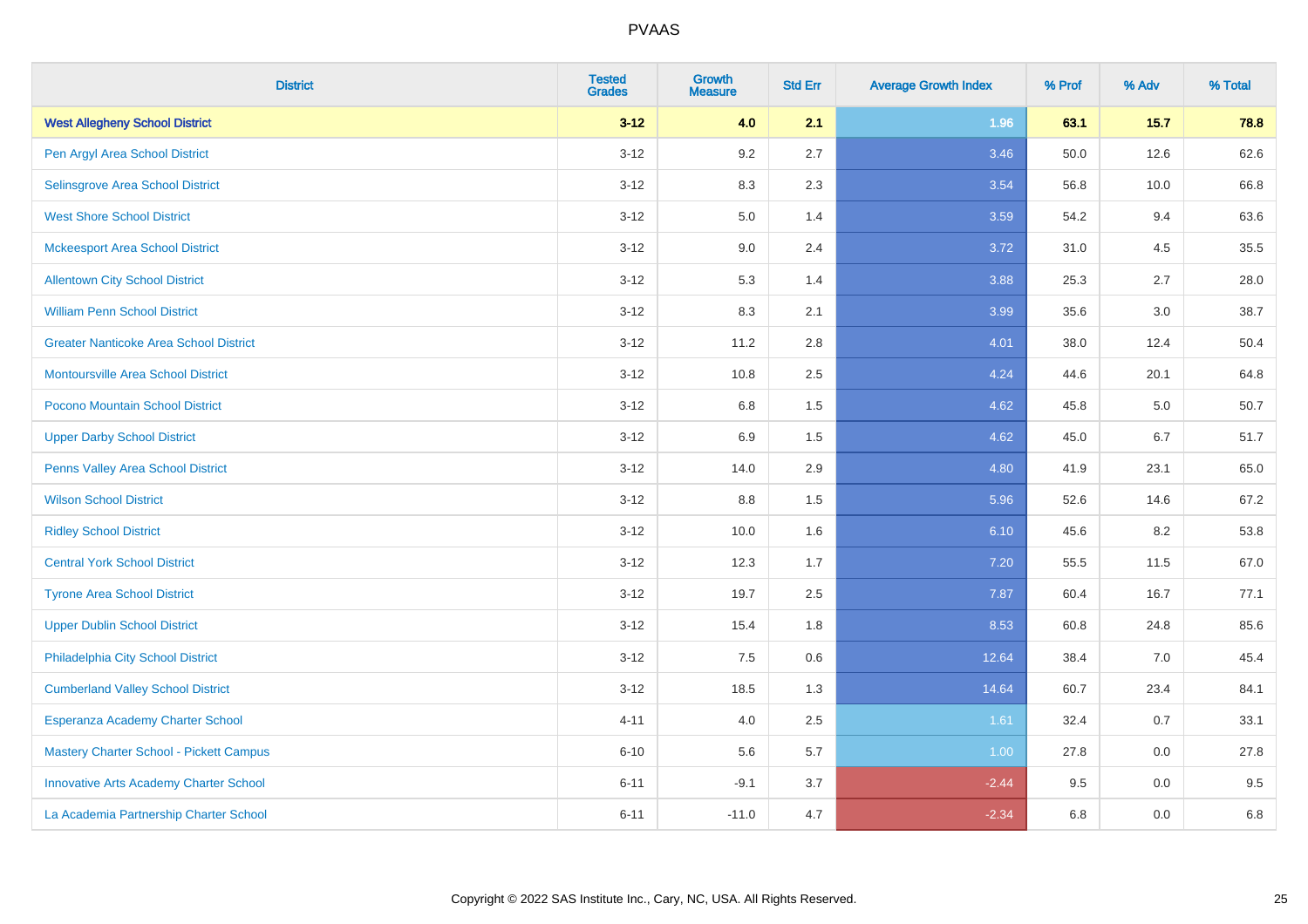# PVAAS

| District | Tested Grades | Growth Measure | Std Err | Average Growth Index | % Prof | % Adv | % Total |
|---|---|---|---|---|---|---|---|
| **West Allegheny School District** | **3-12** | **4.0** | **2.1** | **1.96** | **63.1** | **15.7** | **78.8** |
| Pen Argyl Area School District | 3-12 | 9.2 | 2.7 | 3.46 | 50.0 | 12.6 | 62.6 |
| Selinsgrove Area School District | 3-12 | 8.3 | 2.3 | 3.54 | 56.8 | 10.0 | 66.8 |
| West Shore School District | 3-12 | 5.0 | 1.4 | 3.59 | 54.2 | 9.4 | 63.6 |
| Mckeesport Area School District | 3-12 | 9.0 | 2.4 | 3.72 | 31.0 | 4.5 | 35.5 |
| Allentown City School District | 3-12 | 5.3 | 1.4 | 3.88 | 25.3 | 2.7 | 28.0 |
| William Penn School District | 3-12 | 8.3 | 2.1 | 3.99 | 35.6 | 3.0 | 38.7 |
| Greater Nanticoke Area School District | 3-12 | 11.2 | 2.8 | 4.01 | 38.0 | 12.4 | 50.4 |
| Montoursville Area School District | 3-12 | 10.8 | 2.5 | 4.24 | 44.6 | 20.1 | 64.8 |
| Pocono Mountain School District | 3-12 | 6.8 | 1.5 | 4.62 | 45.8 | 5.0 | 50.7 |
| Upper Darby School District | 3-12 | 6.9 | 1.5 | 4.62 | 45.0 | 6.7 | 51.7 |
| Penns Valley Area School District | 3-12 | 14.0 | 2.9 | 4.80 | 41.9 | 23.1 | 65.0 |
| Wilson School District | 3-12 | 8.8 | 1.5 | 5.96 | 52.6 | 14.6 | 67.2 |
| Ridley School District | 3-12 | 10.0 | 1.6 | 6.10 | 45.6 | 8.2 | 53.8 |
| Central York School District | 3-12 | 12.3 | 1.7 | 7.20 | 55.5 | 11.5 | 67.0 |
| Tyrone Area School District | 3-12 | 19.7 | 2.5 | 7.87 | 60.4 | 16.7 | 77.1 |
| Upper Dublin School District | 3-12 | 15.4 | 1.8 | 8.53 | 60.8 | 24.8 | 85.6 |
| Philadelphia City School District | 3-12 | 7.5 | 0.6 | 12.64 | 38.4 | 7.0 | 45.4 |
| Cumberland Valley School District | 3-12 | 18.5 | 1.3 | 14.64 | 60.7 | 23.4 | 84.1 |
| Esperanza Academy Charter School | 4-11 | 4.0 | 2.5 | 1.61 | 32.4 | 0.7 | 33.1 |
| Mastery Charter School - Pickett Campus | 6-10 | 5.6 | 5.7 | 1.00 | 27.8 | 0.0 | 27.8 |
| Innovative Arts Academy Charter School | 6-11 | -9.1 | 3.7 | -2.44 | 9.5 | 0.0 | 9.5 |
| La Academia Partnership Charter School | 6-11 | -11.0 | 4.7 | -2.34 | 6.8 | 0.0 | 6.8 |

Copyright © 2022 SAS Institute Inc., Cary, NC, USA. All Rights Reserved.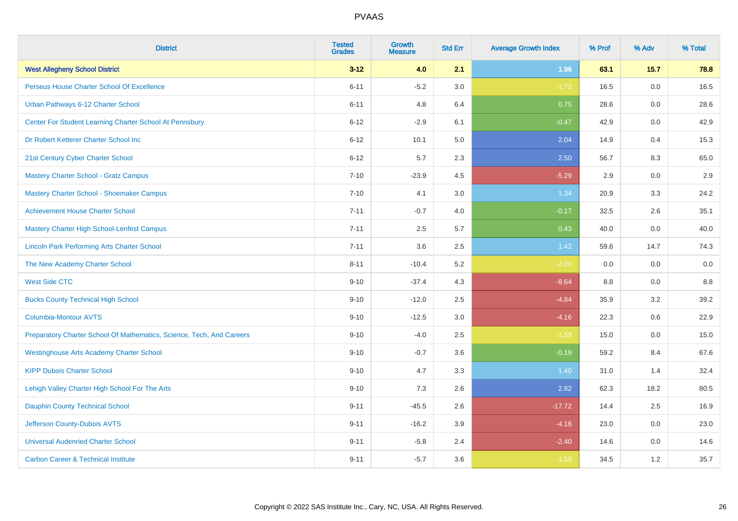# PVAAS

| District | Tested Grades | Growth Measure | Std Err | Average Growth Index | % Prof | % Adv | % Total |
|---|---|---|---|---|---|---|---|
| **West Allegheny School District** | **3-12** | **4.0** | **2.1** | **1.96** | **63.1** | **15.7** | **78.8** |
| Perseus House Charter School Of Excellence | 6-11 | -5.2 | 3.0 | -1.72 | 16.5 | 0.0 | 16.5 |
| Urban Pathways 6-12 Charter School | 6-11 | 4.8 | 6.4 | 0.75 | 28.6 | 0.0 | 28.6 |
| Center For Student Learning Charter School At Pennsbury | 6-12 | -2.9 | 6.1 | -0.47 | 42.9 | 0.0 | 42.9 |
| Dr Robert Ketterer Charter School Inc | 6-12 | 10.1 | 5.0 | 2.04 | 14.9 | 0.4 | 15.3 |
| 21st Century Cyber Charter School | 6-12 | 5.7 | 2.3 | 2.50 | 56.7 | 8.3 | 65.0 |
| Mastery Charter School - Gratz Campus | 7-10 | -23.9 | 4.5 | -5.29 | 2.9 | 0.0 | 2.9 |
| Mastery Charter School - Shoemaker Campus | 7-10 | 4.1 | 3.0 | 1.34 | 20.9 | 3.3 | 24.2 |
| Achievement House Charter School | 7-11 | -0.7 | 4.0 | -0.17 | 32.5 | 2.6 | 35.1 |
| Mastery Charter High School-Lenfest Campus | 7-11 | 2.5 | 5.7 | 0.43 | 40.0 | 0.0 | 40.0 |
| Lincoln Park Performing Arts Charter School | 7-11 | 3.6 | 2.5 | 1.42 | 59.6 | 14.7 | 74.3 |
| The New Academy Charter School | 8-11 | -10.4 | 5.2 | -2.00 | 0.0 | 0.0 | 0.0 |
| West Side CTC | 9-10 | -37.4 | 4.3 | -8.64 | 8.8 | 0.0 | 8.8 |
| Bucks County Technical High School | 9-10 | -12.0 | 2.5 | -4.84 | 35.9 | 3.2 | 39.2 |
| Columbia-Montour AVTS | 9-10 | -12.5 | 3.0 | -4.16 | 22.3 | 0.6 | 22.9 |
| Preparatory Charter School Of Mathematics, Science, Tech, And Careers | 9-10 | -4.0 | 2.5 | -1.59 | 15.0 | 0.0 | 15.0 |
| Westinghouse Arts Academy Charter School | 9-10 | -0.7 | 3.6 | -0.19 | 59.2 | 8.4 | 67.6 |
| KIPP Dubois Charter School | 9-10 | 4.7 | 3.3 | 1.40 | 31.0 | 1.4 | 32.4 |
| Lehigh Valley Charter High School For The Arts | 9-10 | 7.3 | 2.6 | 2.82 | 62.3 | 18.2 | 80.5 |
| Dauphin County Technical School | 9-11 | -45.5 | 2.6 | -17.72 | 14.4 | 2.5 | 16.9 |
| Jefferson County-Dubois AVTS | 9-11 | -16.2 | 3.9 | -4.16 | 23.0 | 0.0 | 23.0 |
| Universal Audenried Charter School | 9-11 | -5.8 | 2.4 | -2.40 | 14.6 | 0.0 | 14.6 |
| Carbon Career & Technical Institute | 9-11 | -5.7 | 3.6 | -1.59 | 34.5 | 1.2 | 35.7 |

Copyright © 2022 SAS Institute Inc., Cary, NC, USA. All Rights Reserved.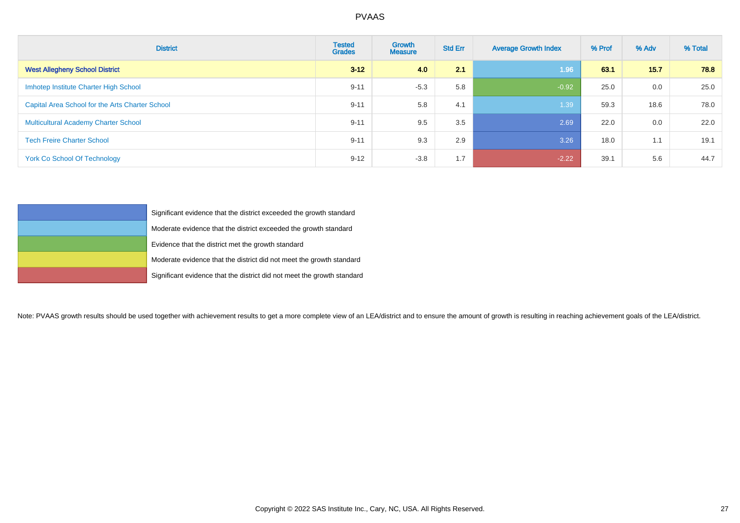# PVAAS

| District | Tested Grades | Growth Measure | Std Err | Average Growth Index | % Prof | % Adv | % Total |
|---|---|---|---|---|---|---|---|
| **West Allegheny School District** | **3-12** | **4.0** | **2.1** | **1.96** | **63.1** | **15.7** | **78.8** |
| Imhotep Institute Charter High School | 9-11 | -5.3 | 5.8 | -0.92 | 25.0 | 0.0 | 25.0 |
| Capital Area School for the Arts Charter School | 9-11 | 5.8 | 4.1 | 1.39 | 59.3 | 18.6 | 78.0 |
| Multicultural Academy Charter School | 9-11 | 9.5 | 3.5 | 2.69 | 22.0 | 0.0 | 22.0 |
| Tech Freire Charter School | 9-11 | 9.3 | 2.9 | 3.26 | 18.0 | 1.1 | 19.1 |
| York Co School Of Technology | 9-12 | -3.8 | 1.7 | -2.22 | 39.1 | 5.6 | 44.7 |

Significant evidence that the district exceeded the growth standard

Moderate evidence that the district exceeded the growth standard

Evidence that the district met the growth standard

Moderate evidence that the district did not meet the growth standard

Significant evidence that the district did not meet the growth standard

Note: PVAAS growth results should be used together with achievement results to get a more complete view of an LEA/district and to ensure the amount of growth is resulting in reaching achievement goals of the LEA/district.

Copyright © 2022 SAS Institute Inc., Cary, NC, USA. All Rights Reserved.